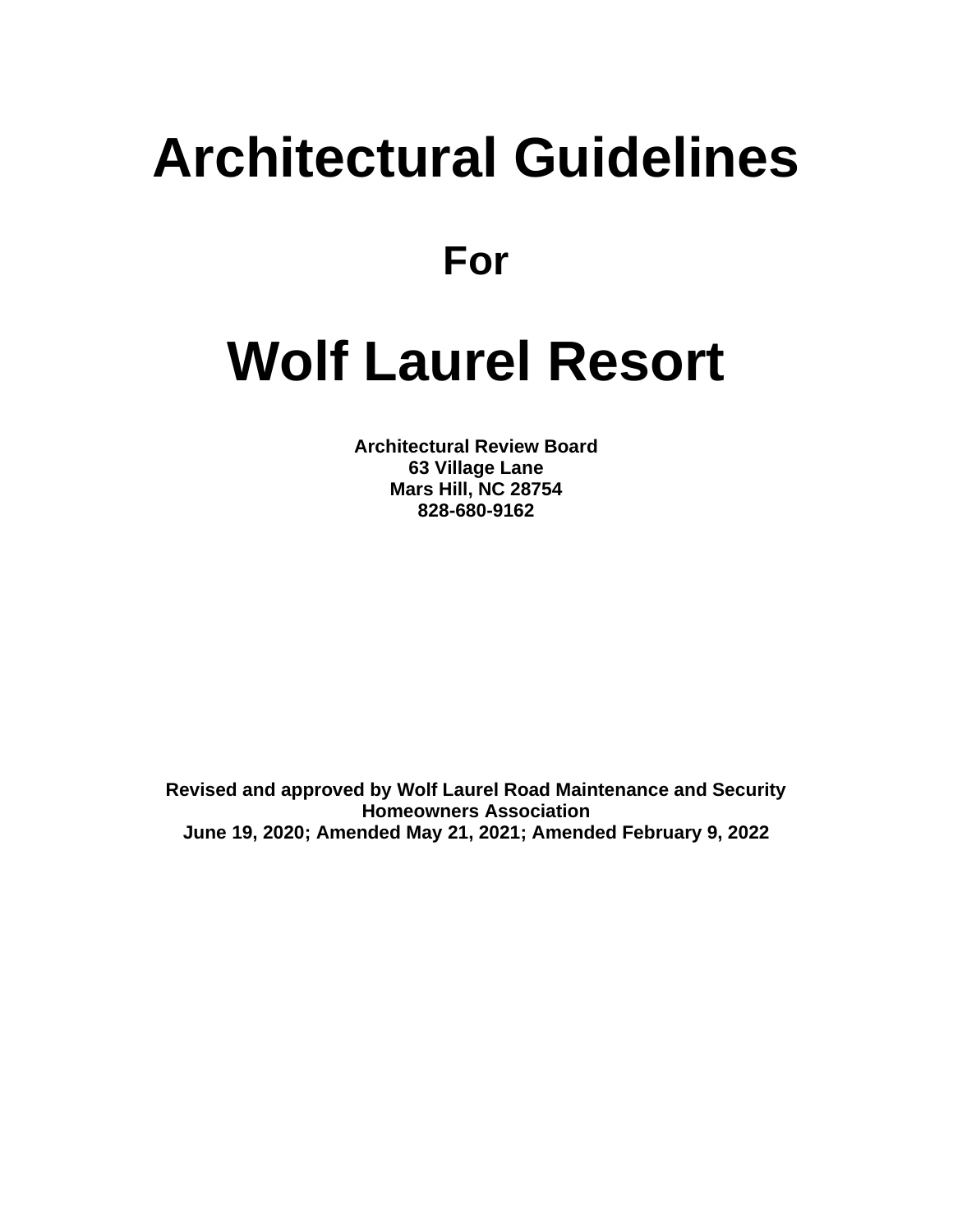# Architectural Guidelines

## For

# Wolf Laurel Resort

**Architectural Review Board**
**63 Village Lane**
**Mars Hill, NC 28754**
**828-680-9162**

**Revised and approved by Wolf Laurel Road Maintenance and Security Homeowners Association**
**June 19, 2020; Amended May 21, 2021; Amended February 9, 2022**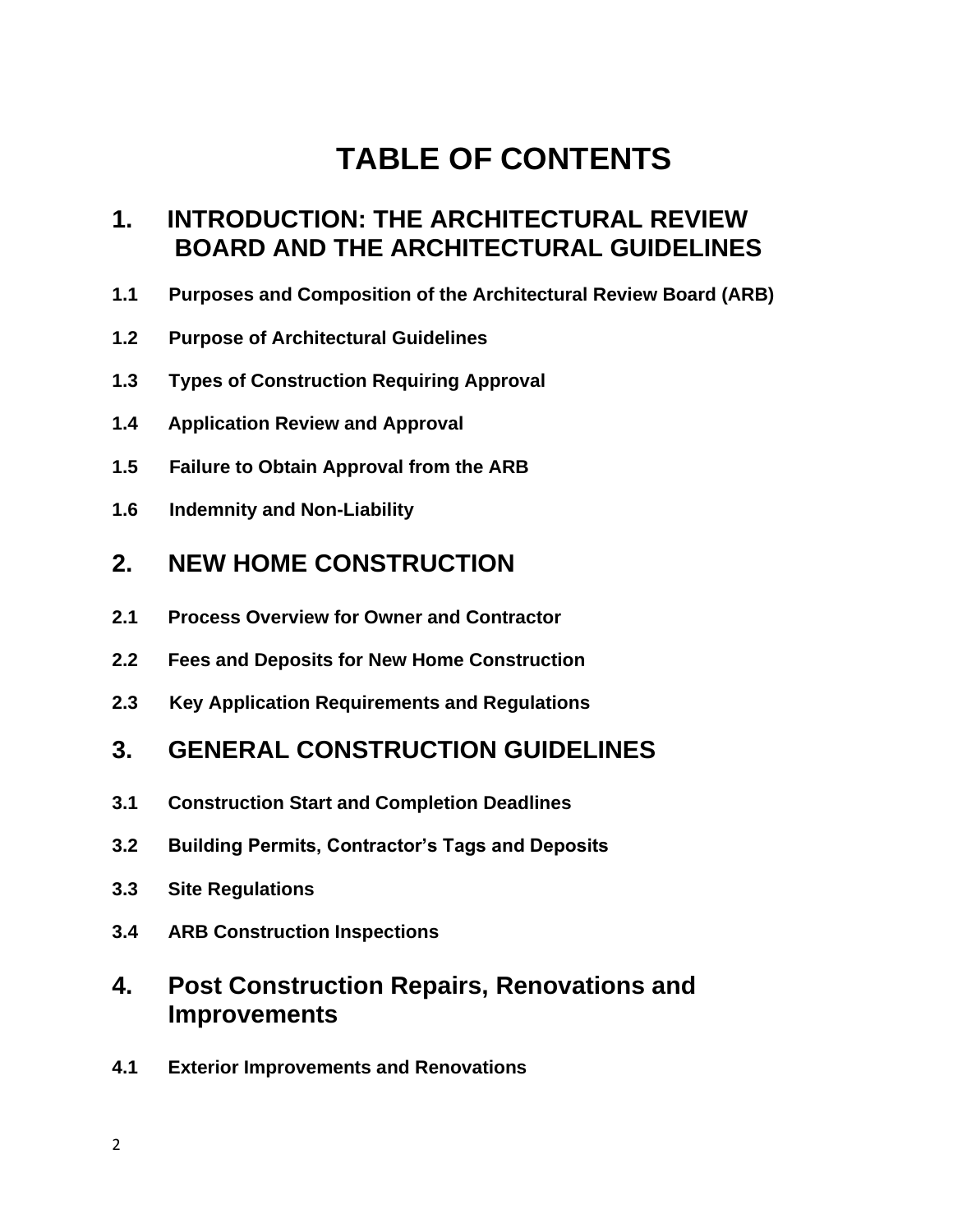# TABLE OF CONTENTS

## 1. INTRODUCTION: THE ARCHITECTURAL REVIEW BOARD AND THE ARCHITECTURAL GUIDELINES

**1.1 Purposes and Composition of the Architectural Review Board (ARB)**

**1.2 Purpose of Architectural Guidelines**

**1.3 Types of Construction Requiring Approval**

**1.4 Application Review and Approval**

**1.5 Failure to Obtain Approval from the ARB**

**1.6 Indemnity and Non-Liability**

## 2. NEW HOME CONSTRUCTION

**2.1 Process Overview for Owner and Contractor**

**2.2 Fees and Deposits for New Home Construction**

**2.3 Key Application Requirements and Regulations**

## 3. GENERAL CONSTRUCTION GUIDELINES

**3.1 Construction Start and Completion Deadlines**

**3.2 Building Permits, Contractor's Tags and Deposits**

**3.3 Site Regulations**

**3.4 ARB Construction Inspections**

## 4. Post Construction Repairs, Renovations and Improvements

**4.1 Exterior Improvements and Renovations**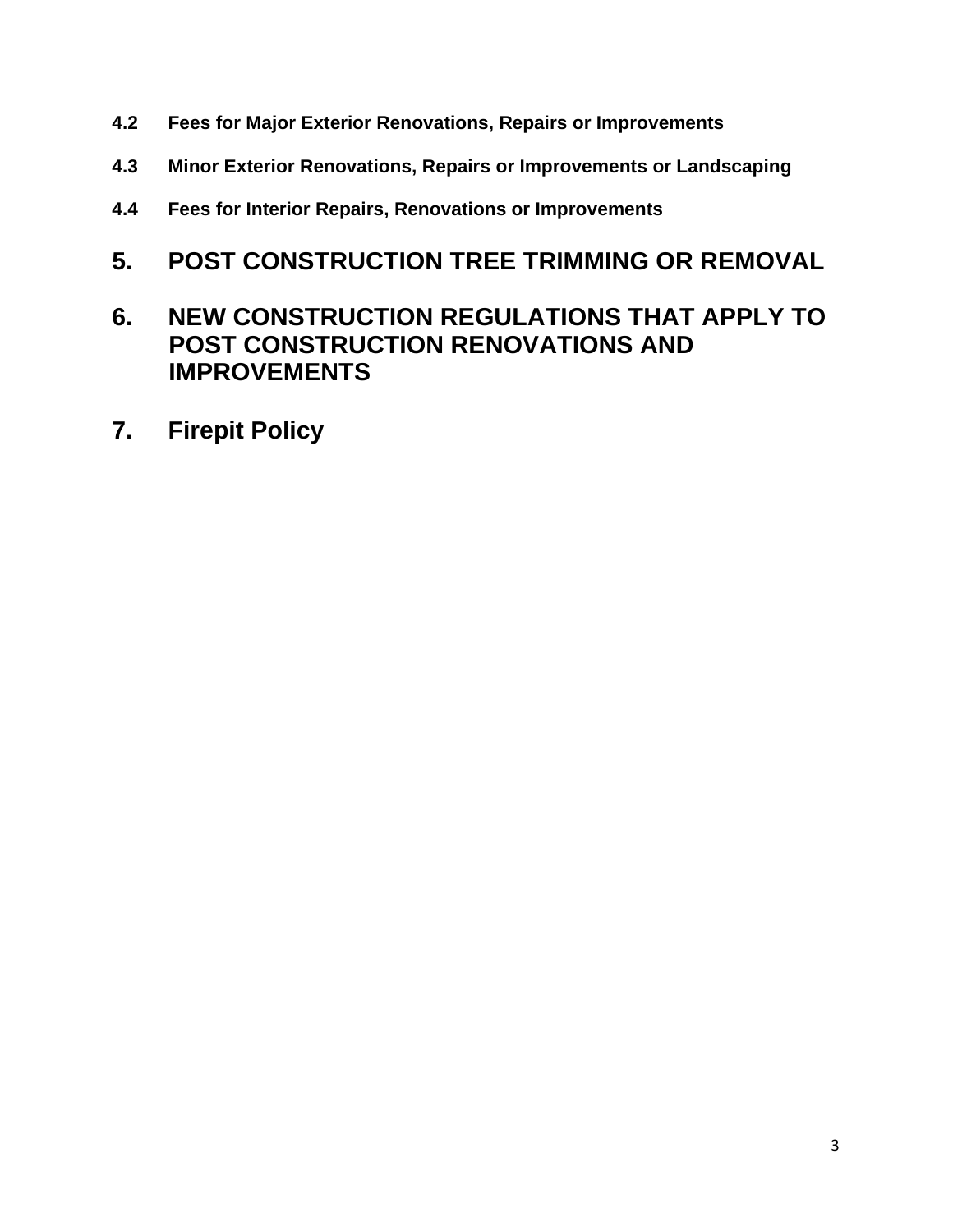**4.2 Fees for Major Exterior Renovations, Repairs or Improvements**

**4.3 Minor Exterior Renovations, Repairs or Improvements or Landscaping**

**4.4 Fees for Interior Repairs, Renovations or Improvements**

## 5. POST CONSTRUCTION TREE TRIMMING OR REMOVAL

## 6. NEW CONSTRUCTION REGULATIONS THAT APPLY TO POST CONSTRUCTION RENOVATIONS AND IMPROVEMENTS

## 7. Firepit Policy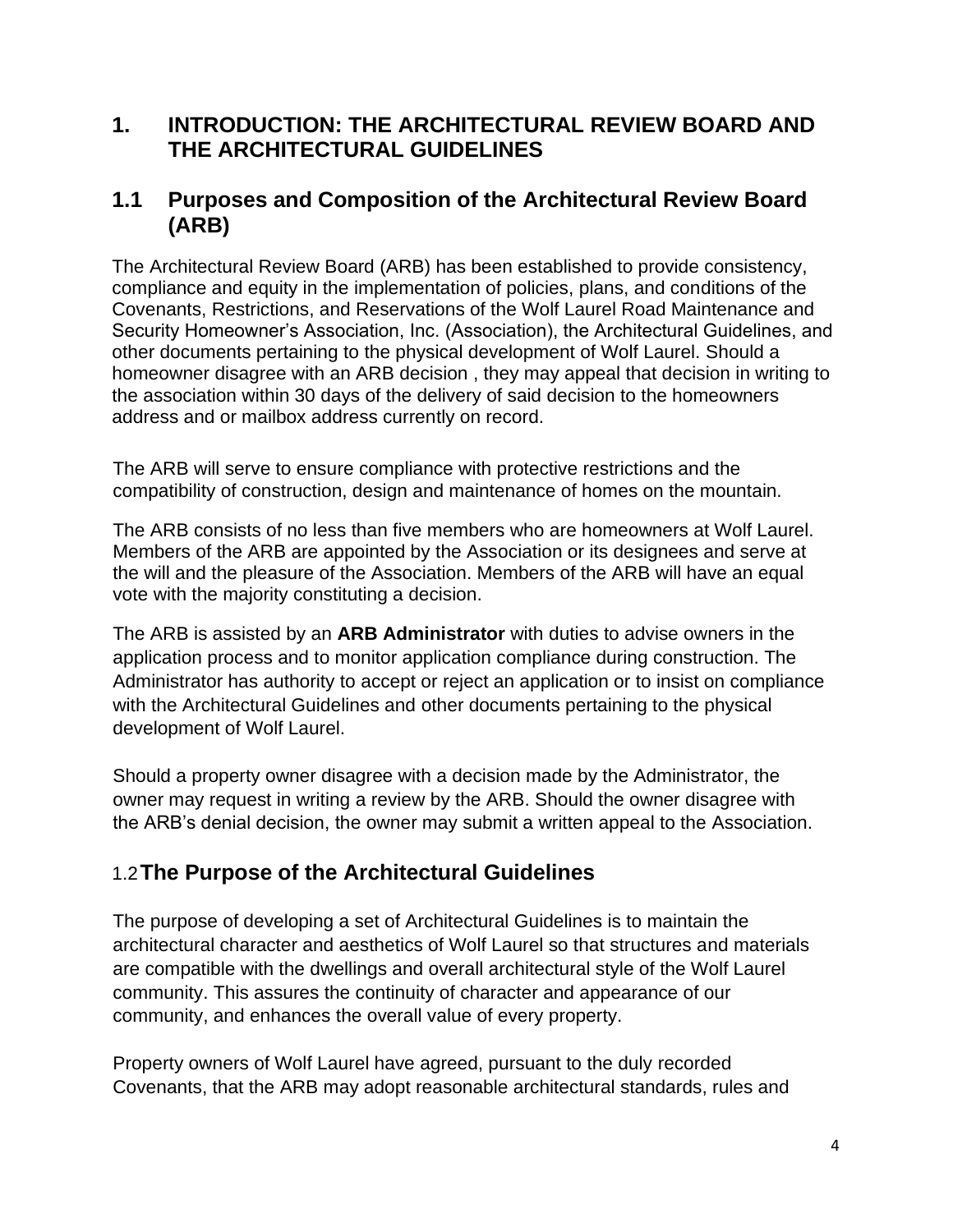# 1. INTRODUCTION: THE ARCHITECTURAL REVIEW BOARD AND THE ARCHITECTURAL GUIDELINES

## 1.1 Purposes and Composition of the Architectural Review Board (ARB)

The Architectural Review Board (ARB) has been established to provide consistency, compliance and equity in the implementation of policies, plans, and conditions of the Covenants, Restrictions, and Reservations of the Wolf Laurel Road Maintenance and Security Homeowner's Association, Inc. (Association), the Architectural Guidelines, and other documents pertaining to the physical development of Wolf Laurel. Should a homeowner disagree with an ARB decision , they may appeal that decision in writing to the association within 30 days of the delivery of said decision to the homeowners address and or mailbox address currently on record.

The ARB will serve to ensure compliance with protective restrictions and the compatibility of construction, design and maintenance of homes on the mountain.

The ARB consists of no less than five members who are homeowners at Wolf Laurel. Members of the ARB are appointed by the Association or its designees and serve at the will and the pleasure of the Association. Members of the ARB will have an equal vote with the majority constituting a decision.

The ARB is assisted by an **ARB Administrator** with duties to advise owners in the application process and to monitor application compliance during construction. The Administrator has authority to accept or reject an application or to insist on compliance with the Architectural Guidelines and other documents pertaining to the physical development of Wolf Laurel.

Should a property owner disagree with a decision made by the Administrator, the owner may request in writing a review by the ARB. Should the owner disagree with the ARB's denial decision, the owner may submit a written appeal to the Association.

## 1.2 The Purpose of the Architectural Guidelines

The purpose of developing a set of Architectural Guidelines is to maintain the architectural character and aesthetics of Wolf Laurel so that structures and materials are compatible with the dwellings and overall architectural style of the Wolf Laurel community. This assures the continuity of character and appearance of our community, and enhances the overall value of every property.

Property owners of Wolf Laurel have agreed, pursuant to the duly recorded Covenants, that the ARB may adopt reasonable architectural standards, rules and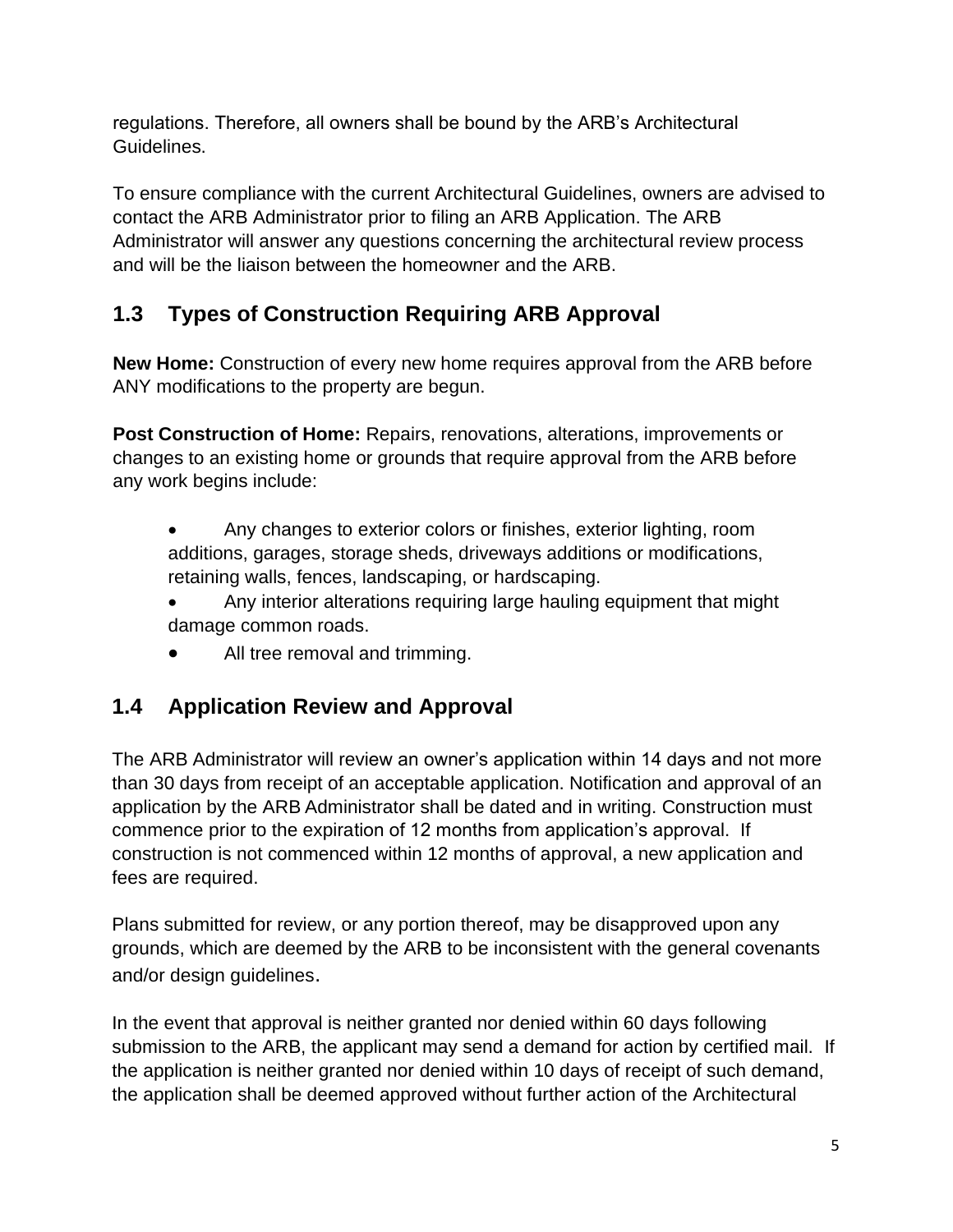regulations. Therefore, all owners shall be bound by the ARB's Architectural Guidelines.

To ensure compliance with the current Architectural Guidelines, owners are advised to contact the ARB Administrator prior to filing an ARB Application. The ARB Administrator will answer any questions concerning the architectural review process and will be the liaison between the homeowner and the ARB.

## 1.3 Types of Construction Requiring ARB Approval

**New Home:** Construction of every new home requires approval from the ARB before ANY modifications to the property are begun.

**Post Construction of Home:** Repairs, renovations, alterations, improvements or changes to an existing home or grounds that require approval from the ARB before any work begins include:

- Any changes to exterior colors or finishes, exterior lighting, room additions, garages, storage sheds, driveways additions or modifications, retaining walls, fences, landscaping, or hardscaping.
- Any interior alterations requiring large hauling equipment that might damage common roads.
- All tree removal and trimming.

## 1.4 Application Review and Approval

The ARB Administrator will review an owner's application within 14 days and not more than 30 days from receipt of an acceptable application. Notification and approval of an application by the ARB Administrator shall be dated and in writing. Construction must commence prior to the expiration of 12 months from application's approval. If construction is not commenced within 12 months of approval, a new application and fees are required.

Plans submitted for review, or any portion thereof, may be disapproved upon any grounds, which are deemed by the ARB to be inconsistent with the general covenants and/or design guidelines.

In the event that approval is neither granted nor denied within 60 days following submission to the ARB, the applicant may send a demand for action by certified mail. If the application is neither granted nor denied within 10 days of receipt of such demand, the application shall be deemed approved without further action of the Architectural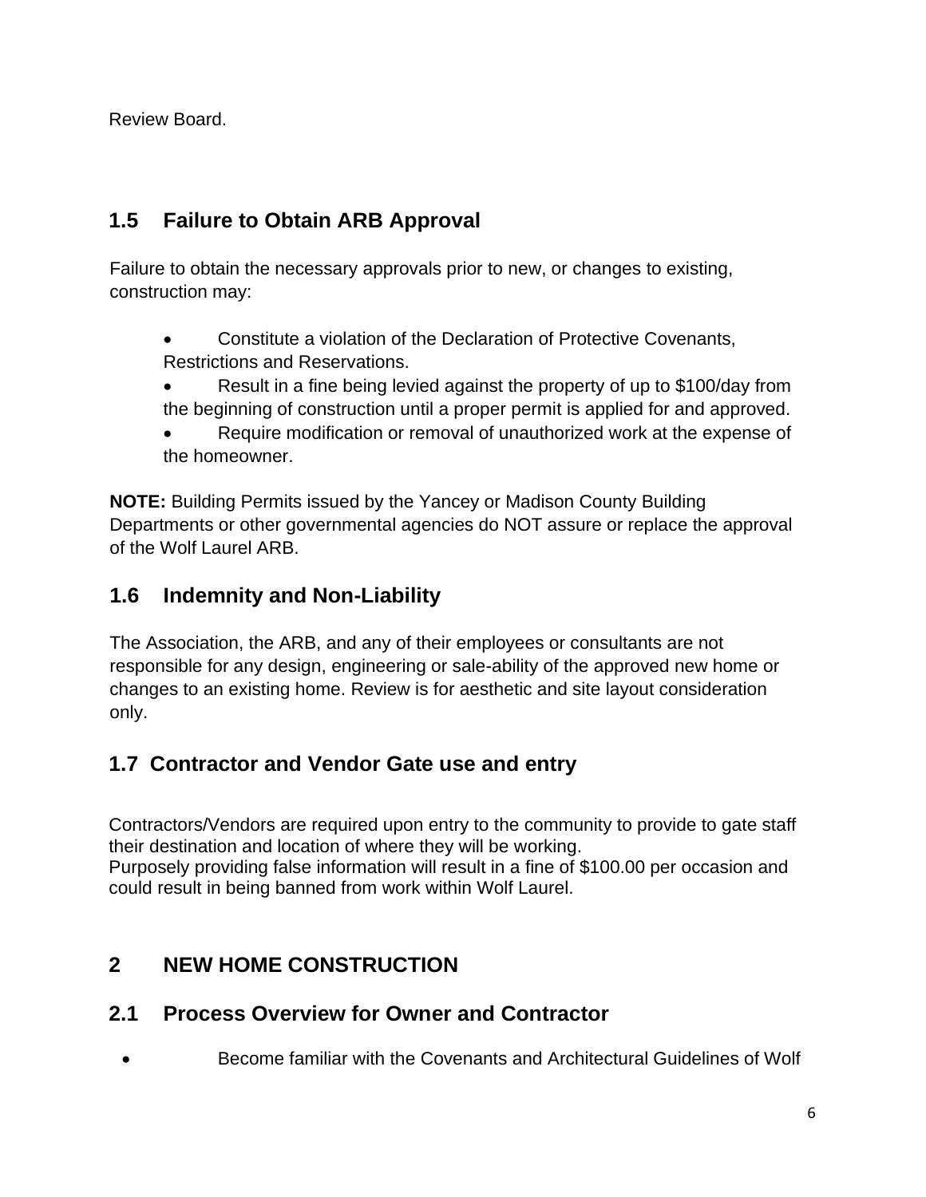Review Board.

## 1.5 Failure to Obtain ARB Approval

Failure to obtain the necessary approvals prior to new, or changes to existing, construction may:

- Constitute a violation of the Declaration of Protective Covenants, Restrictions and Reservations.
- Result in a fine being levied against the property of up to $100/day from the beginning of construction until a proper permit is applied for and approved.
- Require modification or removal of unauthorized work at the expense of the homeowner.

**NOTE:** Building Permits issued by the Yancey or Madison County Building Departments or other governmental agencies do NOT assure or replace the approval of the Wolf Laurel ARB.

## 1.6 Indemnity and Non-Liability

The Association, the ARB, and any of their employees or consultants are not responsible for any design, engineering or sale-ability of the approved new home or changes to an existing home. Review is for aesthetic and site layout consideration only.

## 1.7 Contractor and Vendor Gate use and entry

Contractors/Vendors are required upon entry to the community to provide to gate staff their destination and location of where they will be working.
Purposely providing false information will result in a fine of $100.00 per occasion and could result in being banned from work within Wolf Laurel.

# 2 NEW HOME CONSTRUCTION

## 2.1 Process Overview for Owner and Contractor

- Become familiar with the Covenants and Architectural Guidelines of Wolf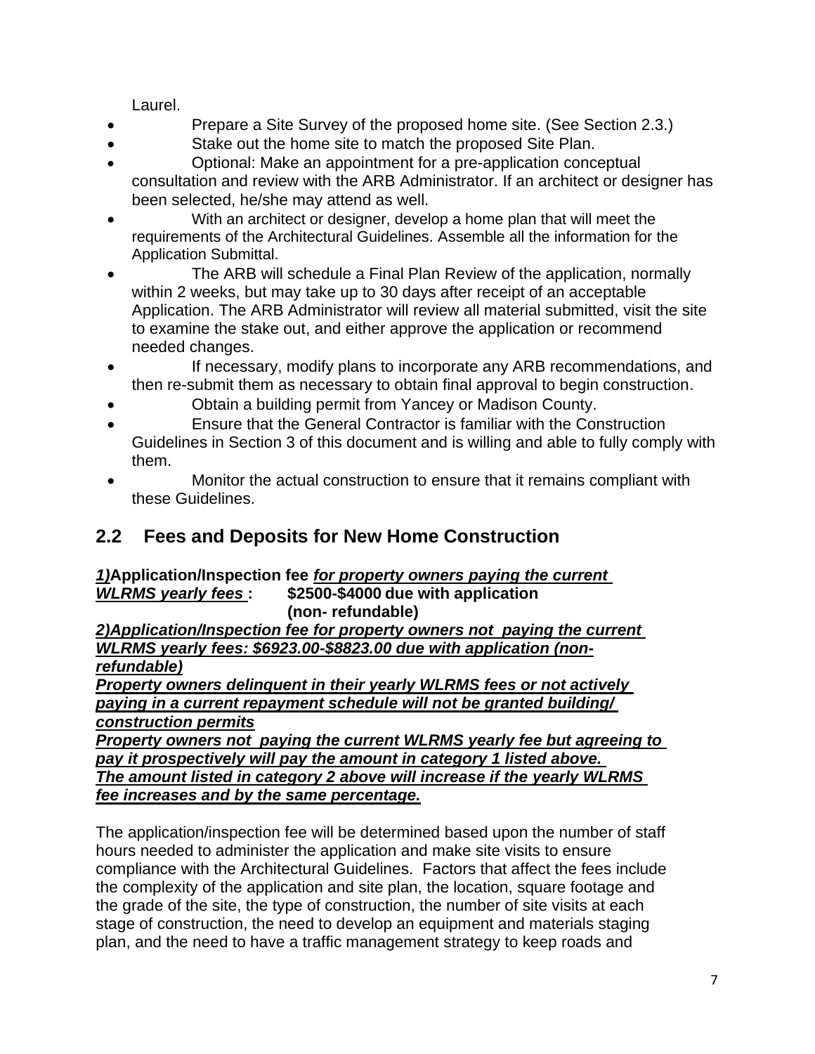Laurel.

- Prepare a Site Survey of the proposed home site. (See Section 2.3.)
- Stake out the home site to match the proposed Site Plan.
- Optional: Make an appointment for a pre-application conceptual consultation and review with the ARB Administrator. If an architect or designer has been selected, he/she may attend as well.
- With an architect or designer, develop a home plan that will meet the requirements of the Architectural Guidelines. Assemble all the information for the Application Submittal.
- The ARB will schedule a Final Plan Review of the application, normally within 2 weeks, but may take up to 30 days after receipt of an acceptable Application. The ARB Administrator will review all material submitted, visit the site to examine the stake out, and either approve the application or recommend needed changes.
- If necessary, modify plans to incorporate any ARB recommendations, and then re-submit them as necessary to obtain final approval to begin construction.
- Obtain a building permit from Yancey or Madison County.
- Ensure that the General Contractor is familiar with the Construction Guidelines in Section 3 of this document and is willing and able to fully comply with them.
- Monitor the actual construction to ensure that it remains compliant with these Guidelines.

## 2.2 Fees and Deposits for New Home Construction

***1)*****Application/Inspection fee *for property owners paying the current WLRMS yearly fees* : $2500-$4000 due with application (non- refundable)**

***2)Application/Inspection fee for property owners not paying the current WLRMS yearly fees: $6923.00-$8823.00 due with application (non-refundable)***

***Property owners delinquent in their yearly WLRMS fees or not actively paying in a current repayment schedule will not be granted building/ construction permits***

***Property owners not paying the current WLRMS yearly fee but agreeing to pay it prospectively will pay the amount in category 1 listed above.***

***The amount listed in category 2 above will increase if the yearly WLRMS fee increases and by the same percentage.***

The application/inspection fee will be determined based upon the number of staff hours needed to administer the application and make site visits to ensure compliance with the Architectural Guidelines. Factors that affect the fees include the complexity of the application and site plan, the location, square footage and the grade of the site, the type of construction, the number of site visits at each stage of construction, the need to develop an equipment and materials staging plan, and the need to have a traffic management strategy to keep roads and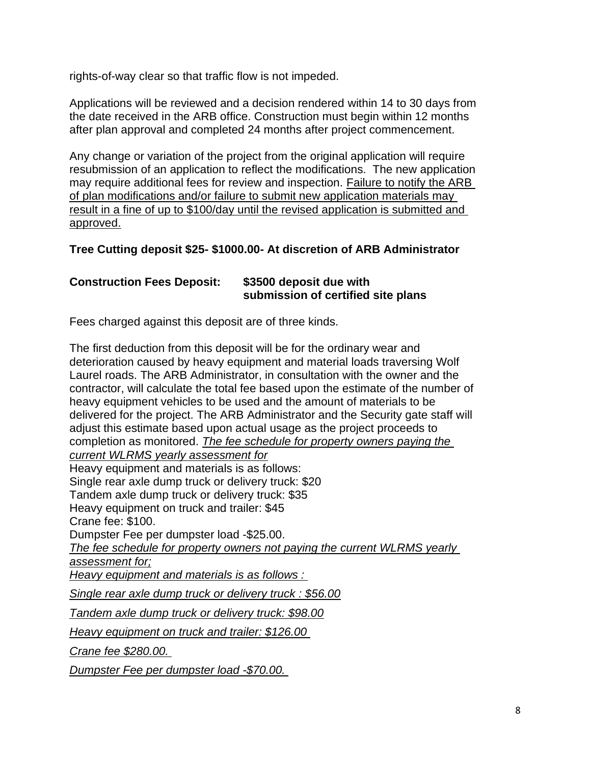rights-of-way clear so that traffic flow is not impeded.

Applications will be reviewed and a decision rendered within 14 to 30 days from the date received in the ARB office. Construction must begin within 12 months after plan approval and completed 24 months after project commencement.

Any change or variation of the project from the original application will require resubmission of an application to reflect the modifications. The new application may require additional fees for review and inspection. Failure to notify the ARB of plan modifications and/or failure to submit new application materials may result in a fine of up to $100/day until the revised application is submitted and approved.

**Tree Cutting deposit $25- $1000.00- At discretion of ARB Administrator**

**Construction Fees Deposit:** **$3500 deposit due with submission of certified site plans**

Fees charged against this deposit are of three kinds.

The first deduction from this deposit will be for the ordinary wear and deterioration caused by heavy equipment and material loads traversing Wolf Laurel roads. The ARB Administrator, in consultation with the owner and the contractor, will calculate the total fee based upon the estimate of the number of heavy equipment vehicles to be used and the amount of materials to be delivered for the project. The ARB Administrator and the Security gate staff will adjust this estimate based upon actual usage as the project proceeds to completion as monitored. *The fee schedule for property owners paying the current WLRMS yearly assessment for*
Heavy equipment and materials is as follows:
Single rear axle dump truck or delivery truck: $20
Tandem axle dump truck or delivery truck: $35
Heavy equipment on truck and trailer: $45
Crane fee: $100.
Dumpster Fee per dumpster load -$25.00.
*The fee schedule for property owners not paying the current WLRMS yearly assessment for;*
*Heavy equipment and materials is as follows :*

*Single rear axle dump truck or delivery truck : $56.00*

*Tandem axle dump truck or delivery truck: $98.00*

*Heavy equipment on truck and trailer: $126.00*

*Crane fee $280.00.*

*Dumpster Fee per dumpster load -$70.00.*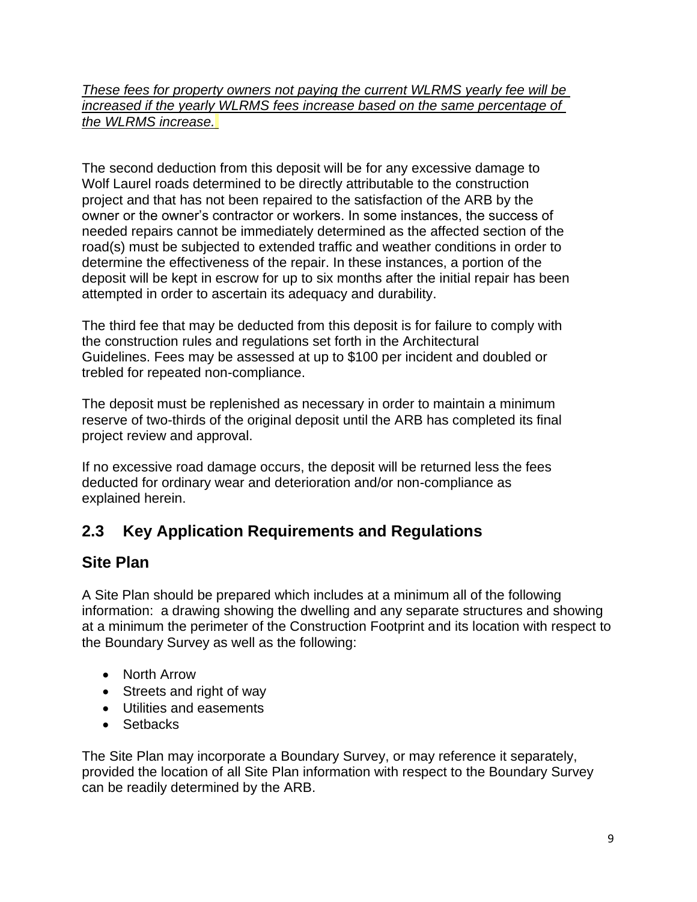*These fees for property owners not paying the current WLRMS yearly fee will be increased if the yearly WLRMS fees increase based on the same percentage of the WLRMS increase.*

The second deduction from this deposit will be for any excessive damage to Wolf Laurel roads determined to be directly attributable to the construction project and that has not been repaired to the satisfaction of the ARB by the owner or the owner's contractor or workers. In some instances, the success of needed repairs cannot be immediately determined as the affected section of the road(s) must be subjected to extended traffic and weather conditions in order to determine the effectiveness of the repair. In these instances, a portion of the deposit will be kept in escrow for up to six months after the initial repair has been attempted in order to ascertain its adequacy and durability.

The third fee that may be deducted from this deposit is for failure to comply with the construction rules and regulations set forth in the Architectural Guidelines. Fees may be assessed at up to $100 per incident and doubled or trebled for repeated non-compliance.

The deposit must be replenished as necessary in order to maintain a minimum reserve of two-thirds of the original deposit until the ARB has completed its final project review and approval.

If no excessive road damage occurs, the deposit will be returned less the fees deducted for ordinary wear and deterioration and/or non-compliance as explained herein.

## 2.3 Key Application Requirements and Regulations

### Site Plan

A Site Plan should be prepared which includes at a minimum all of the following information: a drawing showing the dwelling and any separate structures and showing at a minimum the perimeter of the Construction Footprint and its location with respect to the Boundary Survey as well as the following:

- North Arrow
- Streets and right of way
- Utilities and easements
- Setbacks

The Site Plan may incorporate a Boundary Survey, or may reference it separately, provided the location of all Site Plan information with respect to the Boundary Survey can be readily determined by the ARB.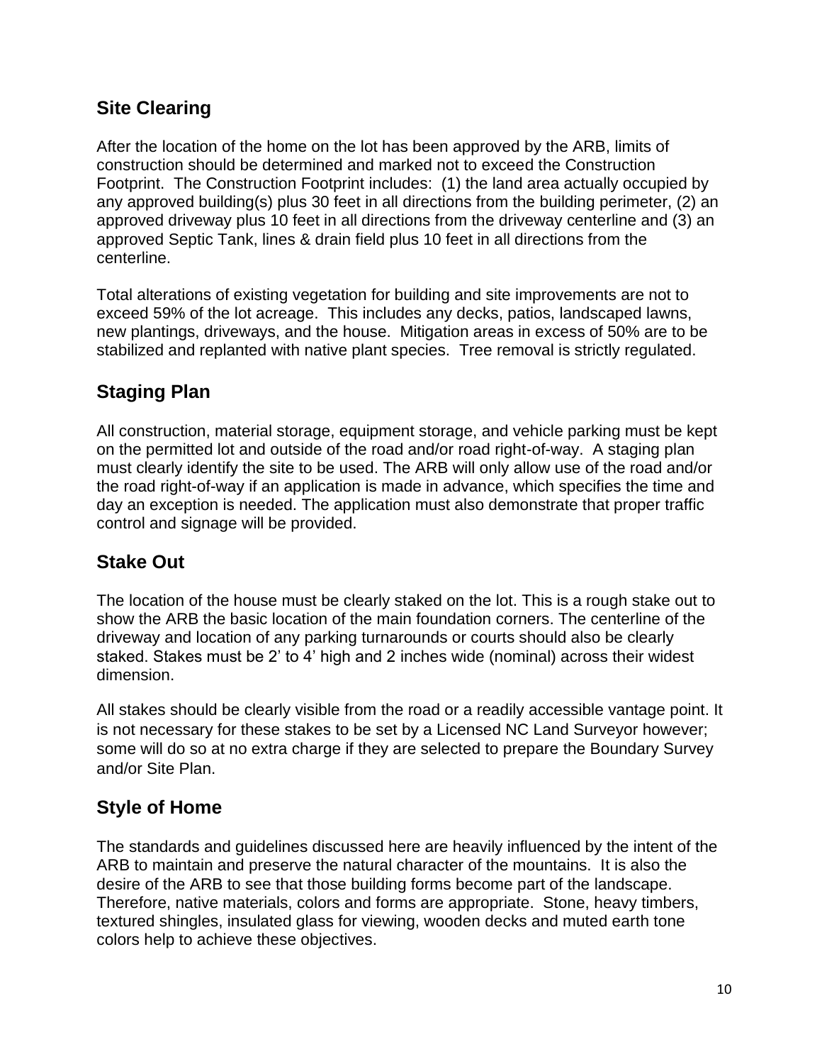## Site Clearing

After the location of the home on the lot has been approved by the ARB, limits of construction should be determined and marked not to exceed the Construction Footprint. The Construction Footprint includes: (1) the land area actually occupied by any approved building(s) plus 30 feet in all directions from the building perimeter, (2) an approved driveway plus 10 feet in all directions from the driveway centerline and (3) an approved Septic Tank, lines & drain field plus 10 feet in all directions from the centerline.

Total alterations of existing vegetation for building and site improvements are not to exceed 59% of the lot acreage. This includes any decks, patios, landscaped lawns, new plantings, driveways, and the house. Mitigation areas in excess of 50% are to be stabilized and replanted with native plant species. Tree removal is strictly regulated.

## Staging Plan

All construction, material storage, equipment storage, and vehicle parking must be kept on the permitted lot and outside of the road and/or road right-of-way. A staging plan must clearly identify the site to be used. The ARB will only allow use of the road and/or the road right-of-way if an application is made in advance, which specifies the time and day an exception is needed. The application must also demonstrate that proper traffic control and signage will be provided.

## Stake Out

The location of the house must be clearly staked on the lot. This is a rough stake out to show the ARB the basic location of the main foundation corners. The centerline of the driveway and location of any parking turnarounds or courts should also be clearly staked. Stakes must be 2' to 4' high and 2 inches wide (nominal) across their widest dimension.

All stakes should be clearly visible from the road or a readily accessible vantage point. It is not necessary for these stakes to be set by a Licensed NC Land Surveyor however; some will do so at no extra charge if they are selected to prepare the Boundary Survey and/or Site Plan.

## Style of Home

The standards and guidelines discussed here are heavily influenced by the intent of the ARB to maintain and preserve the natural character of the mountains. It is also the desire of the ARB to see that those building forms become part of the landscape. Therefore, native materials, colors and forms are appropriate. Stone, heavy timbers, textured shingles, insulated glass for viewing, wooden decks and muted earth tone colors help to achieve these objectives.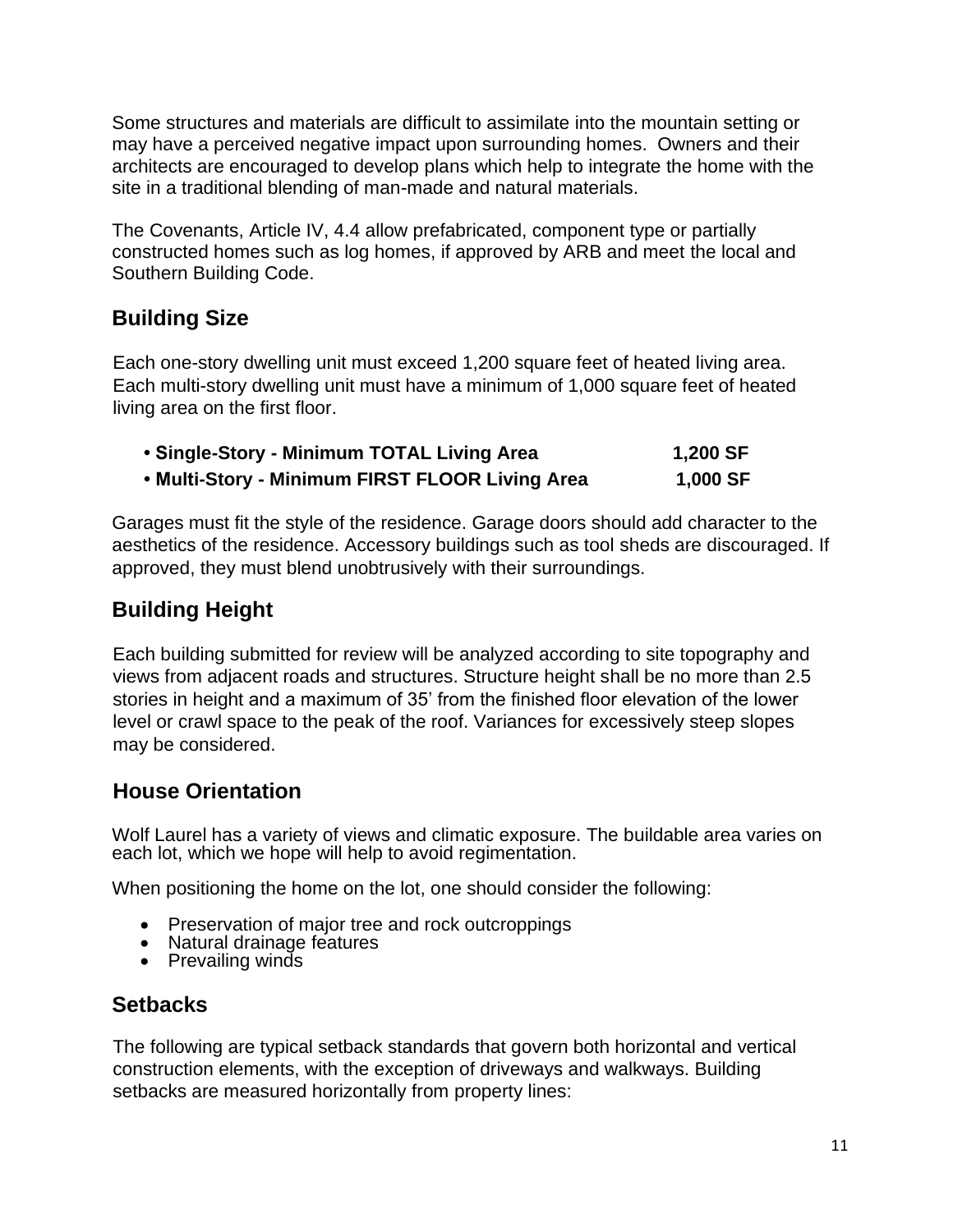Some structures and materials are difficult to assimilate into the mountain setting or may have a perceived negative impact upon surrounding homes.  Owners and their architects are encouraged to develop plans which help to integrate the home with the site in a traditional blending of man-made and natural materials.

The Covenants, Article IV, 4.4 allow prefabricated, component type or partially constructed homes such as log homes, if approved by ARB and meet the local and Southern Building Code.

## Building Size

Each one-story dwelling unit must exceed 1,200 square feet of heated living area. Each multi-story dwelling unit must have a minimum of 1,000 square feet of heated living area on the first floor.

- **Single-Story - Minimum TOTAL Living Area 1,200 SF**
- **Multi-Story - Minimum FIRST FLOOR Living Area 1,000 SF**

Garages must fit the style of the residence. Garage doors should add character to the aesthetics of the residence. Accessory buildings such as tool sheds are discouraged. If approved, they must blend unobtrusively with their surroundings.

## Building Height

Each building submitted for review will be analyzed according to site topography and views from adjacent roads and structures. Structure height shall be no more than 2.5 stories in height and a maximum of 35' from the finished floor elevation of the lower level or crawl space to the peak of the roof. Variances for excessively steep slopes may be considered.

## House Orientation

Wolf Laurel has a variety of views and climatic exposure. The buildable area varies on each lot, which we hope will help to avoid regimentation.

When positioning the home on the lot, one should consider the following:

- Preservation of major tree and rock outcroppings
- Natural drainage features
- Prevailing winds

## Setbacks

The following are typical setback standards that govern both horizontal and vertical construction elements, with the exception of driveways and walkways. Building setbacks are measured horizontally from property lines: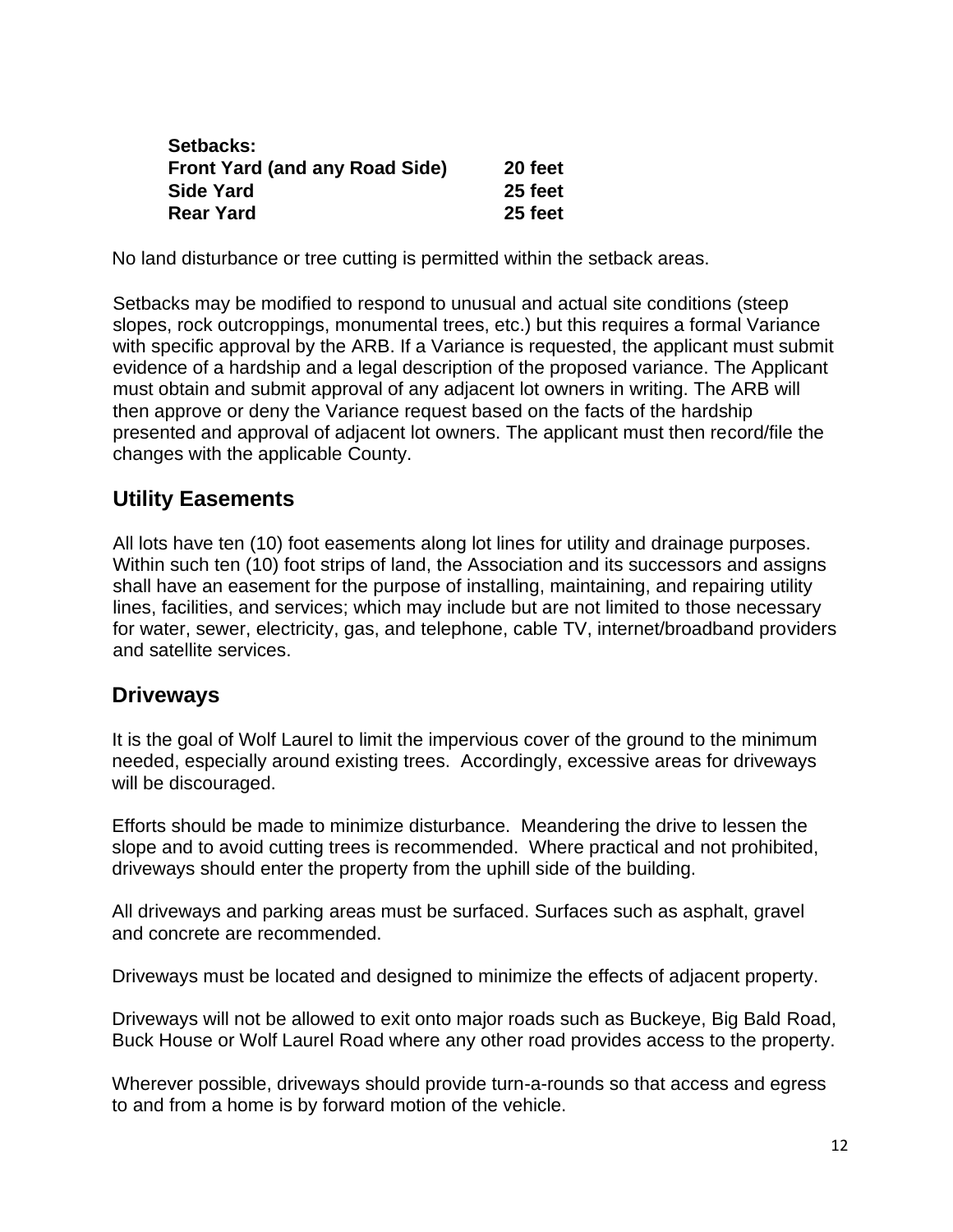**Setbacks:**

| | |
|---|---|
| **Front Yard (and any Road Side)** | **20 feet** |
| **Side Yard** | **25 feet** |
| **Rear Yard** | **25 feet** |

No land disturbance or tree cutting is permitted within the setback areas.

Setbacks may be modified to respond to unusual and actual site conditions (steep slopes, rock outcroppings, monumental trees, etc.) but this requires a formal Variance with specific approval by the ARB. If a Variance is requested, the applicant must submit evidence of a hardship and a legal description of the proposed variance. The Applicant must obtain and submit approval of any adjacent lot owners in writing. The ARB will then approve or deny the Variance request based on the facts of the hardship presented and approval of adjacent lot owners. The applicant must then record/file the changes with the applicable County.

## Utility Easements

All lots have ten (10) foot easements along lot lines for utility and drainage purposes. Within such ten (10) foot strips of land, the Association and its successors and assigns shall have an easement for the purpose of installing, maintaining, and repairing utility lines, facilities, and services; which may include but are not limited to those necessary for water, sewer, electricity, gas, and telephone, cable TV, internet/broadband providers and satellite services.

## Driveways

It is the goal of Wolf Laurel to limit the impervious cover of the ground to the minimum needed, especially around existing trees. Accordingly, excessive areas for driveways will be discouraged.

Efforts should be made to minimize disturbance. Meandering the drive to lessen the slope and to avoid cutting trees is recommended. Where practical and not prohibited, driveways should enter the property from the uphill side of the building.

All driveways and parking areas must be surfaced. Surfaces such as asphalt, gravel and concrete are recommended.

Driveways must be located and designed to minimize the effects of adjacent property.

Driveways will not be allowed to exit onto major roads such as Buckeye, Big Bald Road, Buck House or Wolf Laurel Road where any other road provides access to the property.

Wherever possible, driveways should provide turn-a-rounds so that access and egress to and from a home is by forward motion of the vehicle.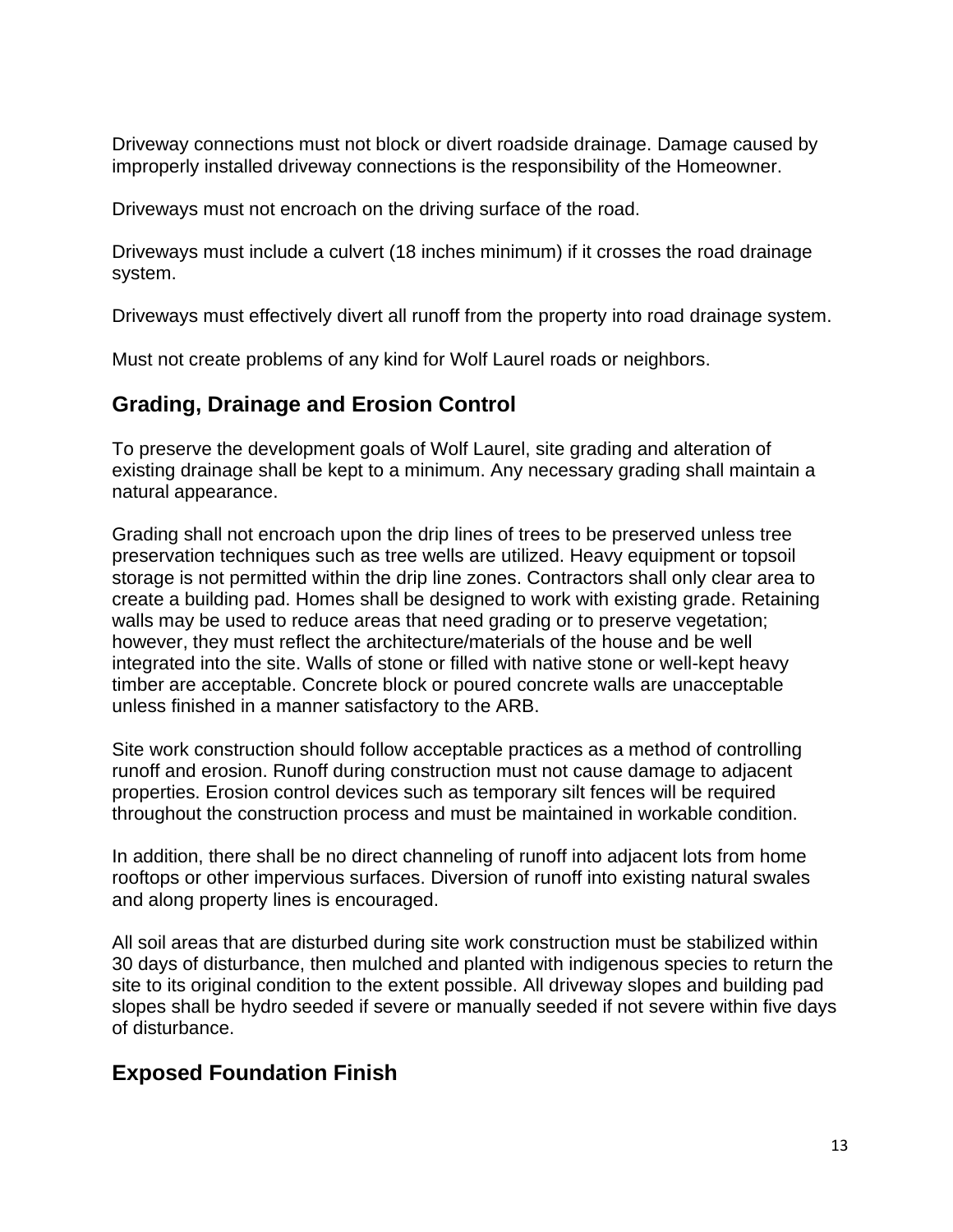Driveway connections must not block or divert roadside drainage. Damage caused by improperly installed driveway connections is the responsibility of the Homeowner.

Driveways must not encroach on the driving surface of the road.

Driveways must include a culvert (18 inches minimum) if it crosses the road drainage system.

Driveways must effectively divert all runoff from the property into road drainage system.

Must not create problems of any kind for Wolf Laurel roads or neighbors.

## Grading, Drainage and Erosion Control

To preserve the development goals of Wolf Laurel, site grading and alteration of existing drainage shall be kept to a minimum. Any necessary grading shall maintain a natural appearance.

Grading shall not encroach upon the drip lines of trees to be preserved unless tree preservation techniques such as tree wells are utilized. Heavy equipment or topsoil storage is not permitted within the drip line zones. Contractors shall only clear area to create a building pad. Homes shall be designed to work with existing grade. Retaining walls may be used to reduce areas that need grading or to preserve vegetation; however, they must reflect the architecture/materials of the house and be well integrated into the site. Walls of stone or filled with native stone or well-kept heavy timber are acceptable. Concrete block or poured concrete walls are unacceptable unless finished in a manner satisfactory to the ARB.

Site work construction should follow acceptable practices as a method of controlling runoff and erosion. Runoff during construction must not cause damage to adjacent properties. Erosion control devices such as temporary silt fences will be required throughout the construction process and must be maintained in workable condition.

In addition, there shall be no direct channeling of runoff into adjacent lots from home rooftops or other impervious surfaces. Diversion of runoff into existing natural swales and along property lines is encouraged.

All soil areas that are disturbed during site work construction must be stabilized within 30 days of disturbance, then mulched and planted with indigenous species to return the site to its original condition to the extent possible. All driveway slopes and building pad slopes shall be hydro seeded if severe or manually seeded if not severe within five days of disturbance.

## Exposed Foundation Finish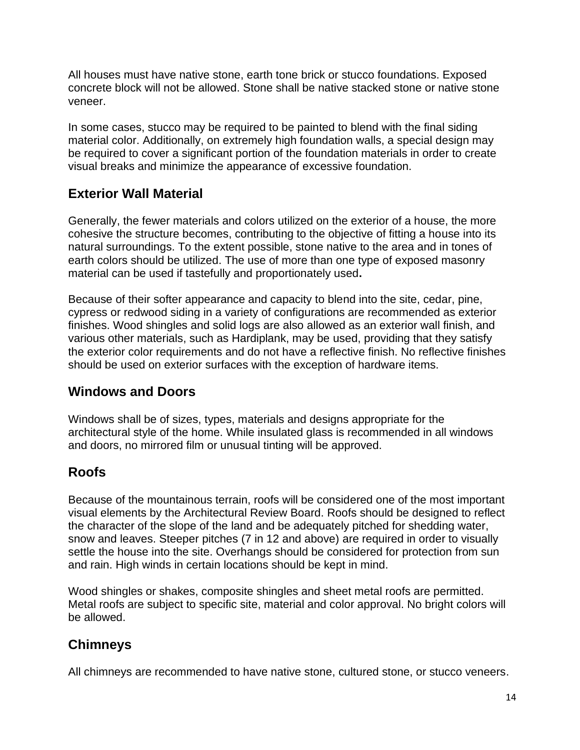All houses must have native stone, earth tone brick or stucco foundations. Exposed concrete block will not be allowed. Stone shall be native stacked stone or native stone veneer.

In some cases, stucco may be required to be painted to blend with the final siding material color. Additionally, on extremely high foundation walls, a special design may be required to cover a significant portion of the foundation materials in order to create visual breaks and minimize the appearance of excessive foundation.

## Exterior Wall Material

Generally, the fewer materials and colors utilized on the exterior of a house, the more cohesive the structure becomes, contributing to the objective of fitting a house into its natural surroundings. To the extent possible, stone native to the area and in tones of earth colors should be utilized. The use of more than one type of exposed masonry material can be used if tastefully and proportionately used**.**

Because of their softer appearance and capacity to blend into the site, cedar, pine, cypress or redwood siding in a variety of configurations are recommended as exterior finishes. Wood shingles and solid logs are also allowed as an exterior wall finish, and various other materials, such as Hardiplank, may be used, providing that they satisfy the exterior color requirements and do not have a reflective finish. No reflective finishes should be used on exterior surfaces with the exception of hardware items.

## Windows and Doors

Windows shall be of sizes, types, materials and designs appropriate for the architectural style of the home. While insulated glass is recommended in all windows and doors, no mirrored film or unusual tinting will be approved.

## Roofs

Because of the mountainous terrain, roofs will be considered one of the most important visual elements by the Architectural Review Board. Roofs should be designed to reflect the character of the slope of the land and be adequately pitched for shedding water, snow and leaves. Steeper pitches (7 in 12 and above) are required in order to visually settle the house into the site. Overhangs should be considered for protection from sun and rain. High winds in certain locations should be kept in mind.

Wood shingles or shakes, composite shingles and sheet metal roofs are permitted. Metal roofs are subject to specific site, material and color approval. No bright colors will be allowed.

## Chimneys

All chimneys are recommended to have native stone, cultured stone, or stucco veneers.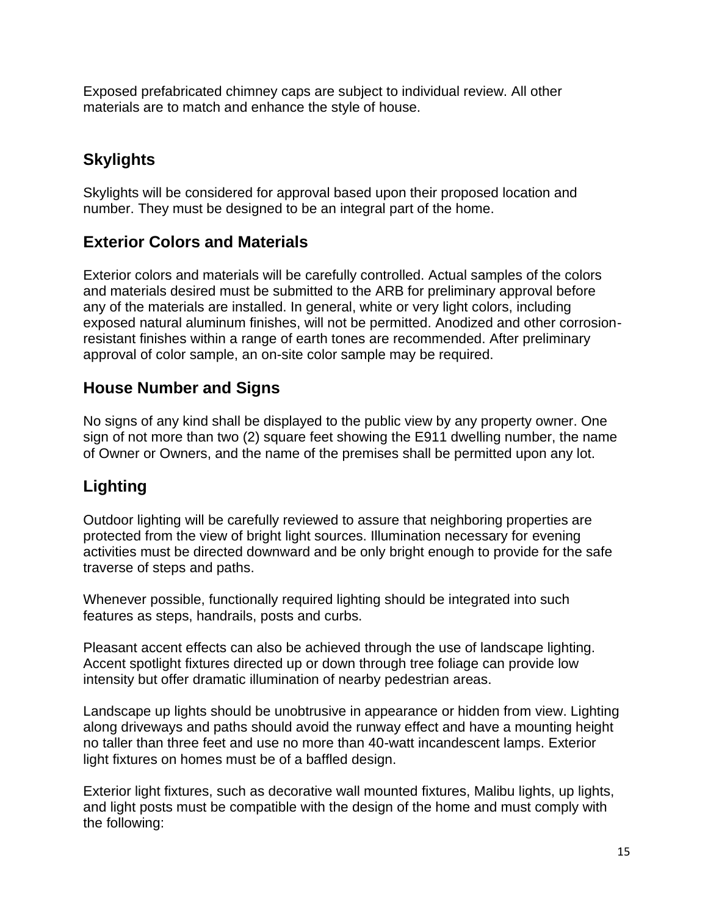Exposed prefabricated chimney caps are subject to individual review. All other materials are to match and enhance the style of house.

## Skylights

Skylights will be considered for approval based upon their proposed location and number. They must be designed to be an integral part of the home.

## Exterior Colors and Materials

Exterior colors and materials will be carefully controlled. Actual samples of the colors and materials desired must be submitted to the ARB for preliminary approval before any of the materials are installed. In general, white or very light colors, including exposed natural aluminum finishes, will not be permitted. Anodized and other corrosion-resistant finishes within a range of earth tones are recommended. After preliminary approval of color sample, an on-site color sample may be required.

## House Number and Signs

No signs of any kind shall be displayed to the public view by any property owner. One sign of not more than two (2) square feet showing the E911 dwelling number, the name of Owner or Owners, and the name of the premises shall be permitted upon any lot.

## Lighting

Outdoor lighting will be carefully reviewed to assure that neighboring properties are protected from the view of bright light sources. Illumination necessary for evening activities must be directed downward and be only bright enough to provide for the safe traverse of steps and paths.

Whenever possible, functionally required lighting should be integrated into such features as steps, handrails, posts and curbs.

Pleasant accent effects can also be achieved through the use of landscape lighting. Accent spotlight fixtures directed up or down through tree foliage can provide low intensity but offer dramatic illumination of nearby pedestrian areas.

Landscape up lights should be unobtrusive in appearance or hidden from view. Lighting along driveways and paths should avoid the runway effect and have a mounting height no taller than three feet and use no more than 40-watt incandescent lamps. Exterior light fixtures on homes must be of a baffled design.

Exterior light fixtures, such as decorative wall mounted fixtures, Malibu lights, up lights, and light posts must be compatible with the design of the home and must comply with the following: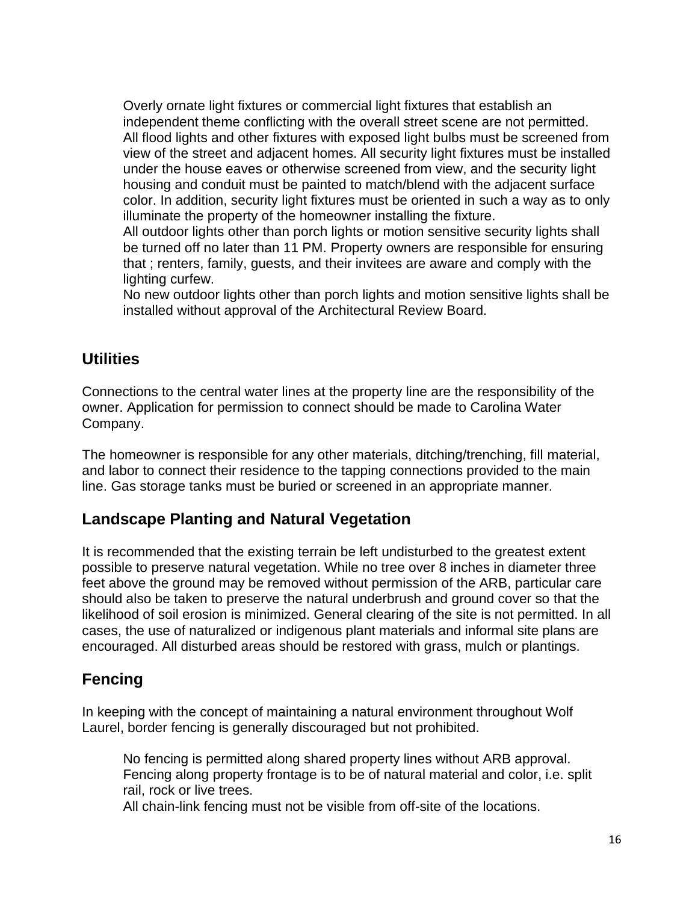Overly ornate light fixtures or commercial light fixtures that establish an independent theme conflicting with the overall street scene are not permitted.

All flood lights and other fixtures with exposed light bulbs must be screened from view of the street and adjacent homes. All security light fixtures must be installed under the house eaves or otherwise screened from view, and the security light housing and conduit must be painted to match/blend with the adjacent surface color. In addition, security light fixtures must be oriented in such a way as to only illuminate the property of the homeowner installing the fixture.

All outdoor lights other than porch lights or motion sensitive security lights shall be turned off no later than 11 PM. Property owners are responsible for ensuring that ; renters, family, guests, and their invitees are aware and comply with the lighting curfew.

No new outdoor lights other than porch lights and motion sensitive lights shall be installed without approval of the Architectural Review Board.

## Utilities

Connections to the central water lines at the property line are the responsibility of the owner. Application for permission to connect should be made to Carolina Water Company.

The homeowner is responsible for any other materials, ditching/trenching, fill material, and labor to connect their residence to the tapping connections provided to the main line. Gas storage tanks must be buried or screened in an appropriate manner.

## Landscape Planting and Natural Vegetation

It is recommended that the existing terrain be left undisturbed to the greatest extent possible to preserve natural vegetation. While no tree over 8 inches in diameter three feet above the ground may be removed without permission of the ARB, particular care should also be taken to preserve the natural underbrush and ground cover so that the likelihood of soil erosion is minimized. General clearing of the site is not permitted. In all cases, the use of naturalized or indigenous plant materials and informal site plans are encouraged. All disturbed areas should be restored with grass, mulch or plantings.

## Fencing

In keeping with the concept of maintaining a natural environment throughout Wolf Laurel, border fencing is generally discouraged but not prohibited.

No fencing is permitted along shared property lines without ARB approval.

Fencing along property frontage is to be of natural material and color, i.e. split rail, rock or live trees.

All chain-link fencing must not be visible from off-site of the locations.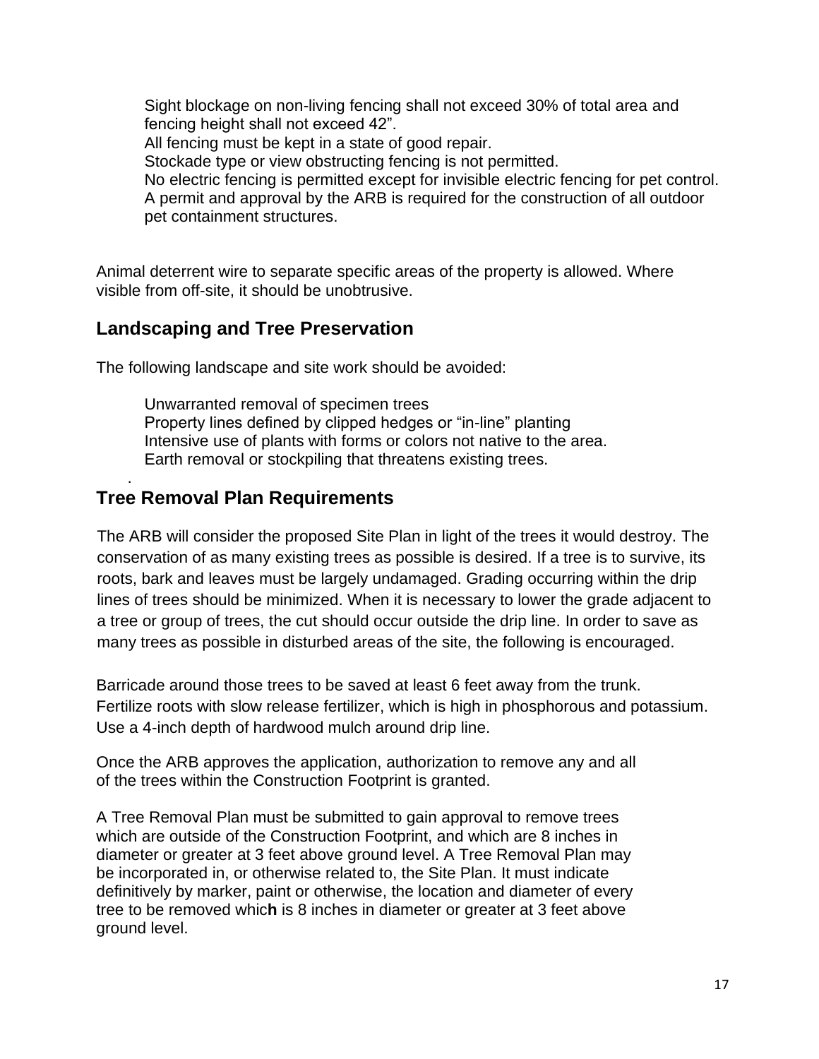Sight blockage on non-living fencing shall not exceed 30% of total area and fencing height shall not exceed 42".
All fencing must be kept in a state of good repair.
Stockade type or view obstructing fencing is not permitted.
No electric fencing is permitted except for invisible electric fencing for pet control.
A permit and approval by the ARB is required for the construction of all outdoor pet containment structures.

Animal deterrent wire to separate specific areas of the property is allowed. Where visible from off-site, it should be unobtrusive.

## Landscaping and Tree Preservation

The following landscape and site work should be avoided:

Unwarranted removal of specimen trees
Property lines defined by clipped hedges or "in-line" planting
Intensive use of plants with forms or colors not native to the area.
Earth removal or stockpiling that threatens existing trees.

## Tree Removal Plan Requirements

The ARB will consider the proposed Site Plan in light of the trees it would destroy. The conservation of as many existing trees as possible is desired. If a tree is to survive, its roots, bark and leaves must be largely undamaged. Grading occurring within the drip lines of trees should be minimized. When it is necessary to lower the grade adjacent to a tree or group of trees, the cut should occur outside the drip line. In order to save as many trees as possible in disturbed areas of the site, the following is encouraged.

Barricade around those trees to be saved at least 6 feet away from the trunk.
Fertilize roots with slow release fertilizer, which is high in phosphorous and potassium.
Use a 4-inch depth of hardwood mulch around drip line.

Once the ARB approves the application, authorization to remove any and all of the trees within the Construction Footprint is granted.

A Tree Removal Plan must be submitted to gain approval to remove trees which are outside of the Construction Footprint, and which are 8 inches in diameter or greater at 3 feet above ground level. A Tree Removal Plan may be incorporated in, or otherwise related to, the Site Plan. It must indicate definitively by marker, paint or otherwise, the location and diameter of every tree to be removed which is 8 inches in diameter or greater at 3 feet above ground level.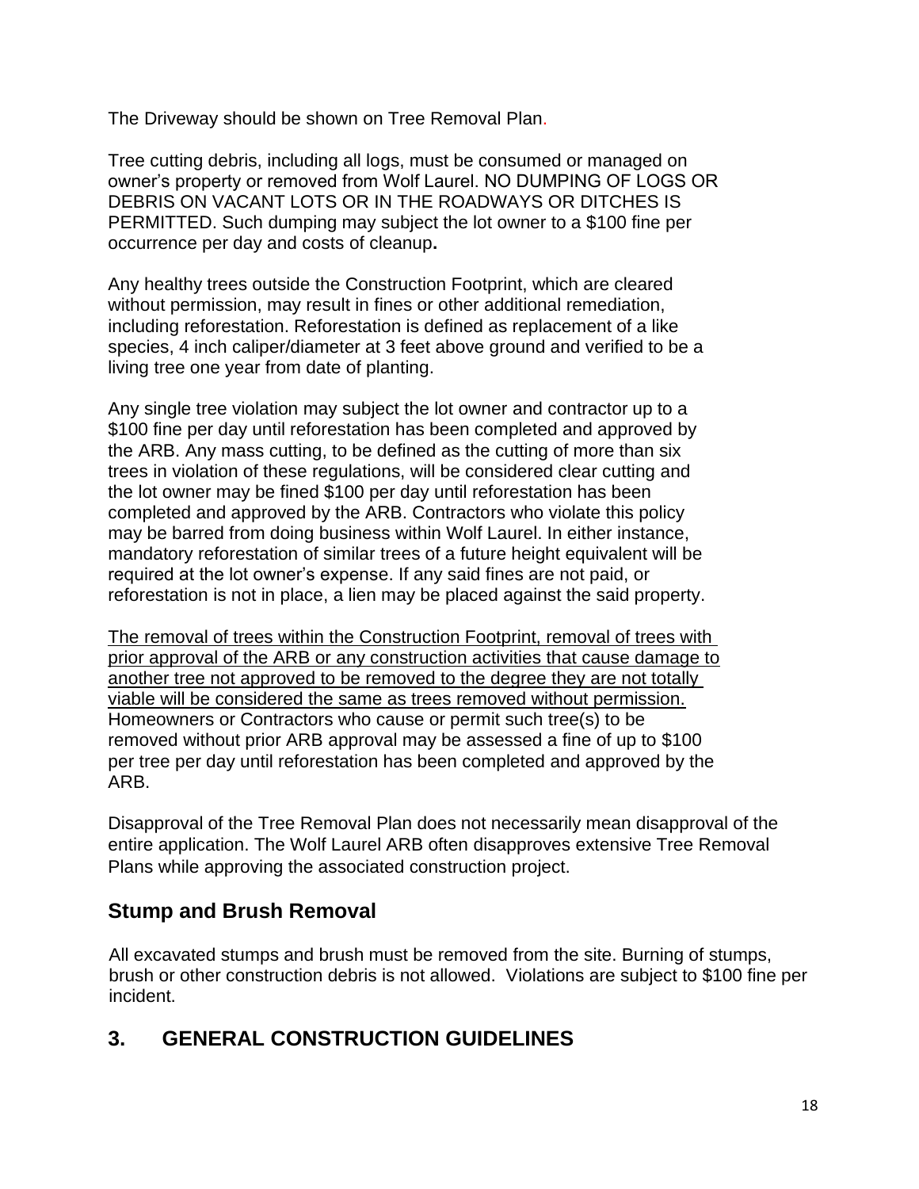The Driveway should be shown on Tree Removal Plan.

Tree cutting debris, including all logs, must be consumed or managed on owner's property or removed from Wolf Laurel. NO DUMPING OF LOGS OR DEBRIS ON VACANT LOTS OR IN THE ROADWAYS OR DITCHES IS PERMITTED. Such dumping may subject the lot owner to a $100 fine per occurrence per day and costs of cleanup**.**

Any healthy trees outside the Construction Footprint, which are cleared without permission, may result in fines or other additional remediation, including reforestation. Reforestation is defined as replacement of a like species, 4 inch caliper/diameter at 3 feet above ground and verified to be a living tree one year from date of planting.

Any single tree violation may subject the lot owner and contractor up to a $100 fine per day until reforestation has been completed and approved by the ARB. Any mass cutting, to be defined as the cutting of more than six trees in violation of these regulations, will be considered clear cutting and the lot owner may be fined $100 per day until reforestation has been completed and approved by the ARB. Contractors who violate this policy may be barred from doing business within Wolf Laurel. In either instance, mandatory reforestation of similar trees of a future height equivalent will be required at the lot owner's expense. If any said fines are not paid, or reforestation is not in place, a lien may be placed against the said property.

<u>The removal of trees within the Construction Footprint, removal of trees with prior approval of the ARB or any construction activities that cause damage to another tree not approved to be removed to the degree they are not totally viable will be considered the same as trees removed without permission.</u> Homeowners or Contractors who cause or permit such tree(s) to be removed without prior ARB approval may be assessed a fine of up to $100 per tree per day until reforestation has been completed and approved by the ARB.

Disapproval of the Tree Removal Plan does not necessarily mean disapproval of the entire application. The Wolf Laurel ARB often disapproves extensive Tree Removal Plans while approving the associated construction project.

## Stump and Brush Removal

All excavated stumps and brush must be removed from the site. Burning of stumps, brush or other construction debris is not allowed. Violations are subject to $100 fine per incident.

# 3. GENERAL CONSTRUCTION GUIDELINES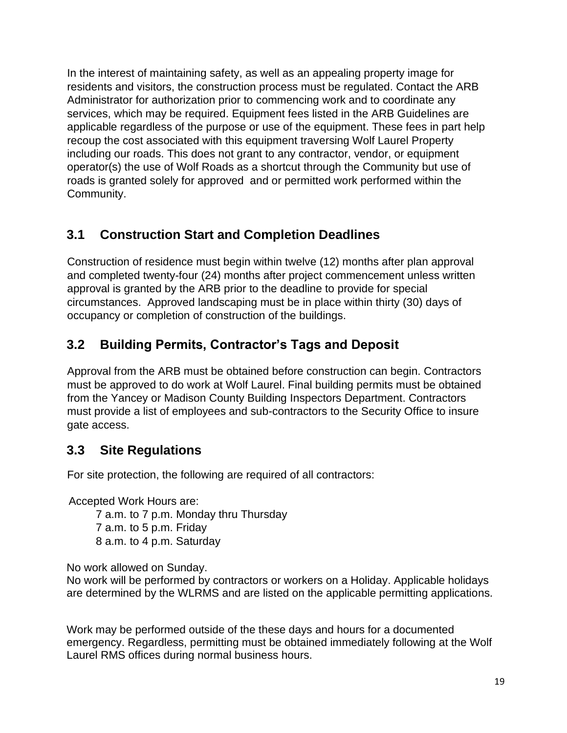In the interest of maintaining safety, as well as an appealing property image for residents and visitors, the construction process must be regulated. Contact the ARB Administrator for authorization prior to commencing work and to coordinate any services, which may be required. Equipment fees listed in the ARB Guidelines are applicable regardless of the purpose or use of the equipment. These fees in part help recoup the cost associated with this equipment traversing Wolf Laurel Property including our roads. This does not grant to any contractor, vendor, or equipment operator(s) the use of Wolf Roads as a shortcut through the Community but use of roads is granted solely for approved and or permitted work performed within the Community.

## 3.1 Construction Start and Completion Deadlines

Construction of residence must begin within twelve (12) months after plan approval and completed twenty-four (24) months after project commencement unless written approval is granted by the ARB prior to the deadline to provide for special circumstances. Approved landscaping must be in place within thirty (30) days of occupancy or completion of construction of the buildings.

## 3.2 Building Permits, Contractor's Tags and Deposit

Approval from the ARB must be obtained before construction can begin. Contractors must be approved to do work at Wolf Laurel. Final building permits must be obtained from the Yancey or Madison County Building Inspectors Department. Contractors must provide a list of employees and sub-contractors to the Security Office to insure gate access.

## 3.3 Site Regulations

For site protection, the following are required of all contractors:

Accepted Work Hours are:

7 a.m. to 7 p.m. Monday thru Thursday
7 a.m. to 5 p.m. Friday
8 a.m. to 4 p.m. Saturday

No work allowed on Sunday.
No work will be performed by contractors or workers on a Holiday. Applicable holidays are determined by the WLRMS and are listed on the applicable permitting applications.

Work may be performed outside of the these days and hours for a documented emergency. Regardless, permitting must be obtained immediately following at the Wolf Laurel RMS offices during normal business hours.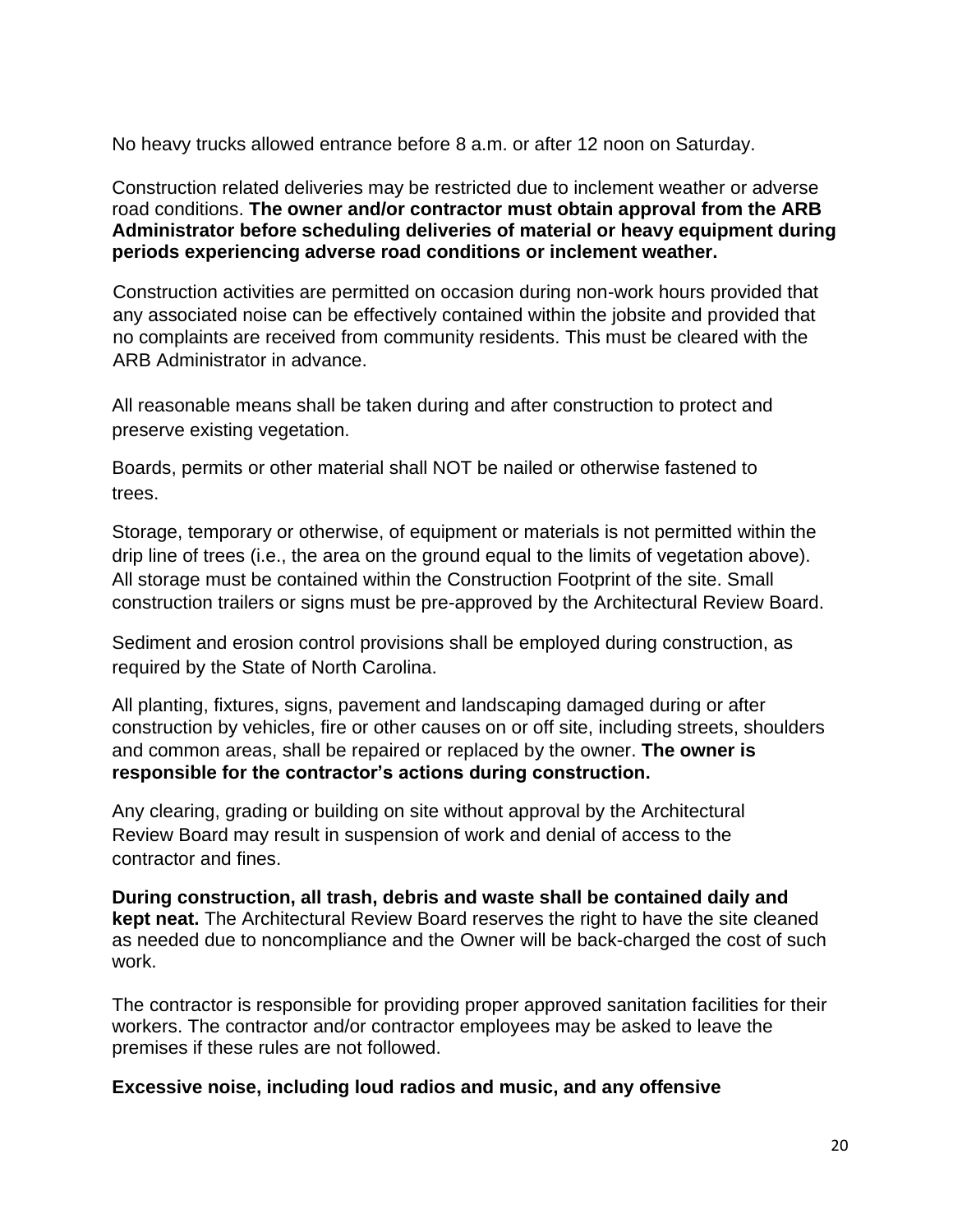No heavy trucks allowed entrance before 8 a.m. or after 12 noon on Saturday.

Construction related deliveries may be restricted due to inclement weather or adverse road conditions. **The owner and/or contractor must obtain approval from the ARB Administrator before scheduling deliveries of material or heavy equipment during periods experiencing adverse road conditions or inclement weather.**

Construction activities are permitted on occasion during non-work hours provided that any associated noise can be effectively contained within the jobsite and provided that no complaints are received from community residents. This must be cleared with the ARB Administrator in advance.

All reasonable means shall be taken during and after construction to protect and preserve existing vegetation.

Boards, permits or other material shall NOT be nailed or otherwise fastened to trees.

Storage, temporary or otherwise, of equipment or materials is not permitted within the drip line of trees (i.e., the area on the ground equal to the limits of vegetation above). All storage must be contained within the Construction Footprint of the site. Small construction trailers or signs must be pre-approved by the Architectural Review Board.

Sediment and erosion control provisions shall be employed during construction, as required by the State of North Carolina.

All planting, fixtures, signs, pavement and landscaping damaged during or after construction by vehicles, fire or other causes on or off site, including streets, shoulders and common areas, shall be repaired or replaced by the owner. **The owner is responsible for the contractor's actions during construction.**

Any clearing, grading or building on site without approval by the Architectural Review Board may result in suspension of work and denial of access to the contractor and fines.

**During construction, all trash, debris and waste shall be contained daily and kept neat.** The Architectural Review Board reserves the right to have the site cleaned as needed due to noncompliance and the Owner will be back-charged the cost of such work.

The contractor is responsible for providing proper approved sanitation facilities for their workers. The contractor and/or contractor employees may be asked to leave the premises if these rules are not followed.

**Excessive noise, including loud radios and music, and any offensive**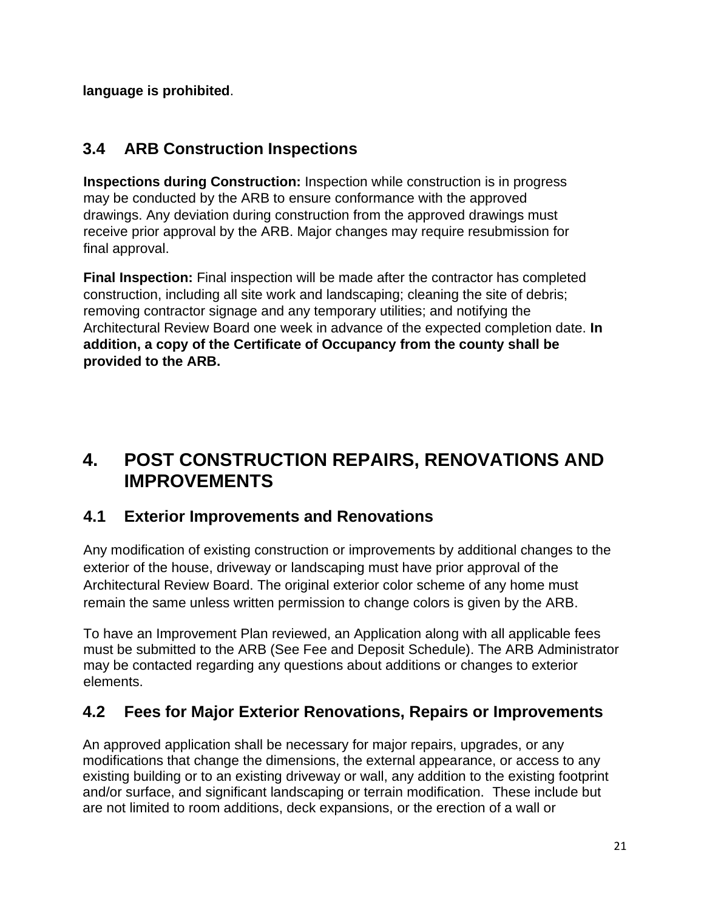**language is prohibited**.

## 3.4 ARB Construction Inspections

**Inspections during Construction:** Inspection while construction is in progress may be conducted by the ARB to ensure conformance with the approved drawings. Any deviation during construction from the approved drawings must receive prior approval by the ARB. Major changes may require resubmission for final approval.

**Final Inspection:** Final inspection will be made after the contractor has completed construction, including all site work and landscaping; cleaning the site of debris; removing contractor signage and any temporary utilities; and notifying the Architectural Review Board one week in advance of the expected completion date. **In addition, a copy of the Certificate of Occupancy from the county shall be provided to the ARB.**

# 4. POST CONSTRUCTION REPAIRS, RENOVATIONS AND IMPROVEMENTS

## 4.1 Exterior Improvements and Renovations

Any modification of existing construction or improvements by additional changes to the exterior of the house, driveway or landscaping must have prior approval of the Architectural Review Board. The original exterior color scheme of any home must remain the same unless written permission to change colors is given by the ARB.

To have an Improvement Plan reviewed, an Application along with all applicable fees must be submitted to the ARB (See Fee and Deposit Schedule). The ARB Administrator may be contacted regarding any questions about additions or changes to exterior elements.

## 4.2 Fees for Major Exterior Renovations, Repairs or Improvements

An approved application shall be necessary for major repairs, upgrades, or any modifications that change the dimensions, the external appearance, or access to any existing building or to an existing driveway or wall, any addition to the existing footprint and/or surface, and significant landscaping or terrain modification. These include but are not limited to room additions, deck expansions, or the erection of a wall or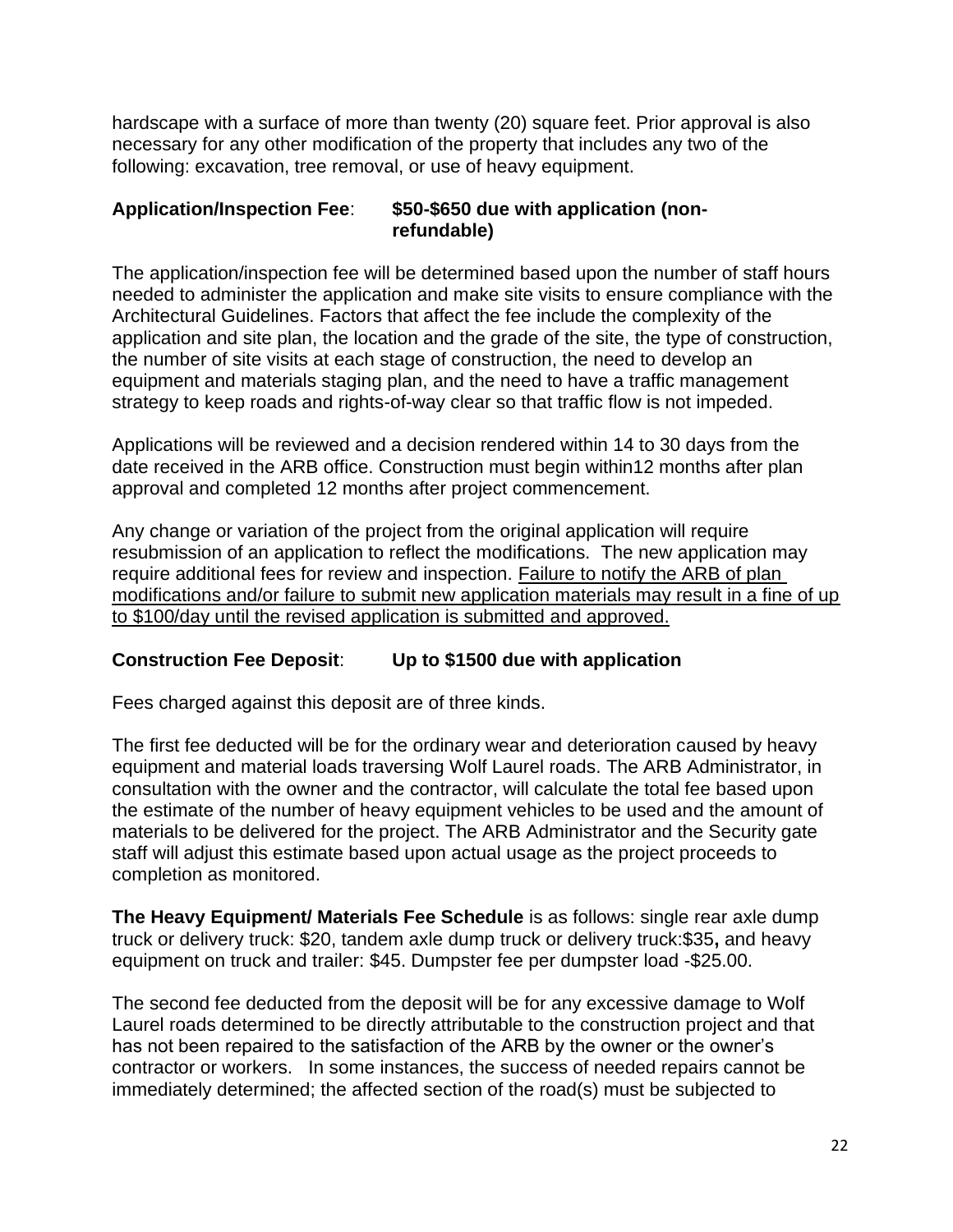hardscape with a surface of more than twenty (20) square feet. Prior approval is also necessary for any other modification of the property that includes any two of the following: excavation, tree removal, or use of heavy equipment.

**Application/Inspection Fee**: **$50-$650 due with application (non-refundable)**

The application/inspection fee will be determined based upon the number of staff hours needed to administer the application and make site visits to ensure compliance with the Architectural Guidelines. Factors that affect the fee include the complexity of the application and site plan, the location and the grade of the site, the type of construction, the number of site visits at each stage of construction, the need to develop an equipment and materials staging plan, and the need to have a traffic management strategy to keep roads and rights-of-way clear so that traffic flow is not impeded.

Applications will be reviewed and a decision rendered within 14 to 30 days from the date received in the ARB office. Construction must begin within12 months after plan approval and completed 12 months after project commencement.

Any change or variation of the project from the original application will require resubmission of an application to reflect the modifications. The new application may require additional fees for review and inspection. <u>Failure to notify the ARB of plan modifications and/or failure to submit new application materials may result in a fine of up to $100/day until the revised application is submitted and approved.</u>

**Construction Fee Deposit**: **Up to $1500 due with application**

Fees charged against this deposit are of three kinds.

The first fee deducted will be for the ordinary wear and deterioration caused by heavy equipment and material loads traversing Wolf Laurel roads. The ARB Administrator, in consultation with the owner and the contractor, will calculate the total fee based upon the estimate of the number of heavy equipment vehicles to be used and the amount of materials to be delivered for the project. The ARB Administrator and the Security gate staff will adjust this estimate based upon actual usage as the project proceeds to completion as monitored.

**The Heavy Equipment/ Materials Fee Schedule** is as follows: single rear axle dump truck or delivery truck: $20, tandem axle dump truck or delivery truck:$35**,** and heavy equipment on truck and trailer: $45. Dumpster fee per dumpster load -$25.00.

The second fee deducted from the deposit will be for any excessive damage to Wolf Laurel roads determined to be directly attributable to the construction project and that has not been repaired to the satisfaction of the ARB by the owner or the owner's contractor or workers. In some instances, the success of needed repairs cannot be immediately determined; the affected section of the road(s) must be subjected to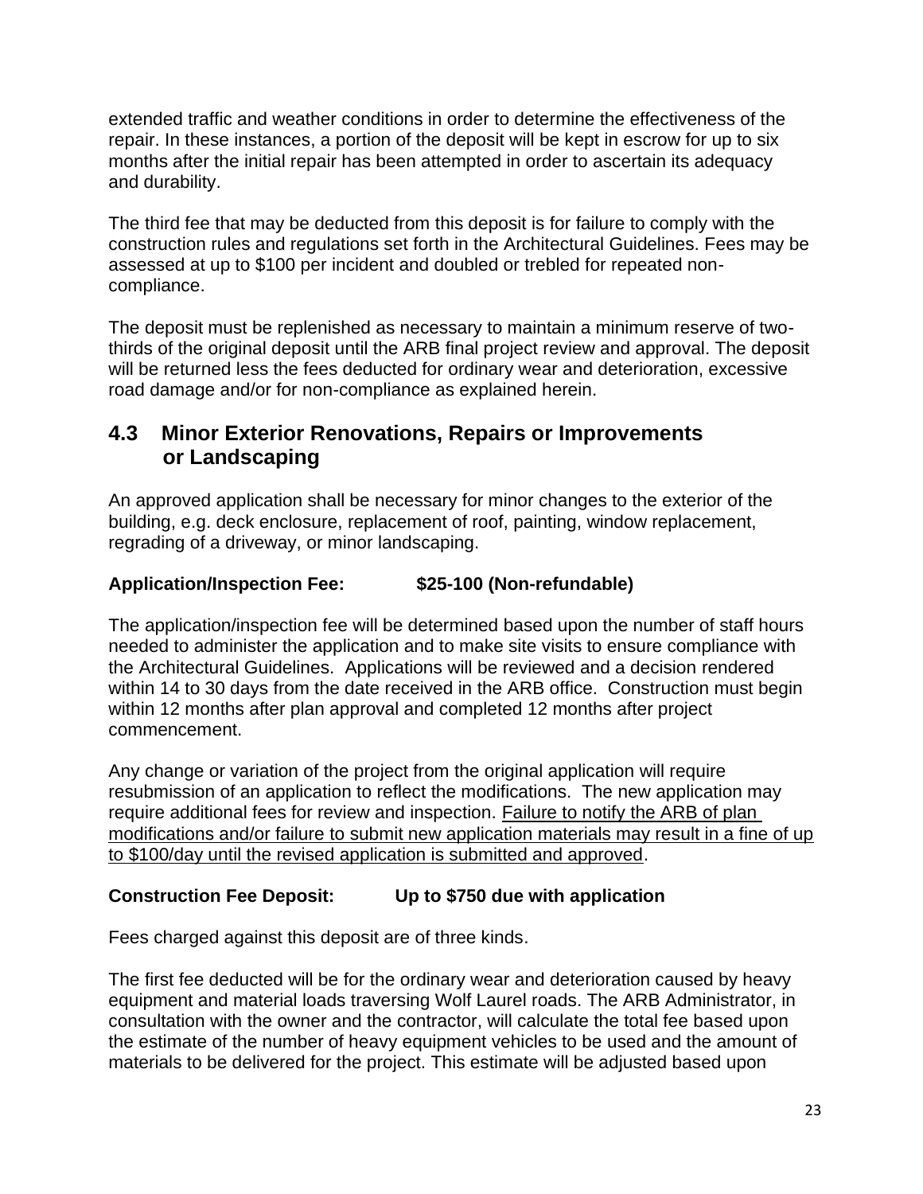extended traffic and weather conditions in order to determine the effectiveness of the repair. In these instances, a portion of the deposit will be kept in escrow for up to six months after the initial repair has been attempted in order to ascertain its adequacy and durability.

The third fee that may be deducted from this deposit is for failure to comply with the construction rules and regulations set forth in the Architectural Guidelines. Fees may be assessed at up to $100 per incident and doubled or trebled for repeated non-compliance.

The deposit must be replenished as necessary to maintain a minimum reserve of two-thirds of the original deposit until the ARB final project review and approval. The deposit will be returned less the fees deducted for ordinary wear and deterioration, excessive road damage and/or for non-compliance as explained herein.

## 4.3 Minor Exterior Renovations, Repairs or Improvements or Landscaping

An approved application shall be necessary for minor changes to the exterior of the building, e.g. deck enclosure, replacement of roof, painting, window replacement, regrading of a driveway, or minor landscaping.

**Application/Inspection Fee: $25-100 (Non-refundable)**

The application/inspection fee will be determined based upon the number of staff hours needed to administer the application and to make site visits to ensure compliance with the Architectural Guidelines. Applications will be reviewed and a decision rendered within 14 to 30 days from the date received in the ARB office. Construction must begin within 12 months after plan approval and completed 12 months after project commencement.

Any change or variation of the project from the original application will require resubmission of an application to reflect the modifications. The new application may require additional fees for review and inspection. <u>Failure to notify the ARB of plan modifications and/or failure to submit new application materials may result in a fine of up to $100/day until the revised application is submitted and approved</u>.

**Construction Fee Deposit: Up to $750 due with application**

Fees charged against this deposit are of three kinds.

The first fee deducted will be for the ordinary wear and deterioration caused by heavy equipment and material loads traversing Wolf Laurel roads. The ARB Administrator, in consultation with the owner and the contractor, will calculate the total fee based upon the estimate of the number of heavy equipment vehicles to be used and the amount of materials to be delivered for the project. This estimate will be adjusted based upon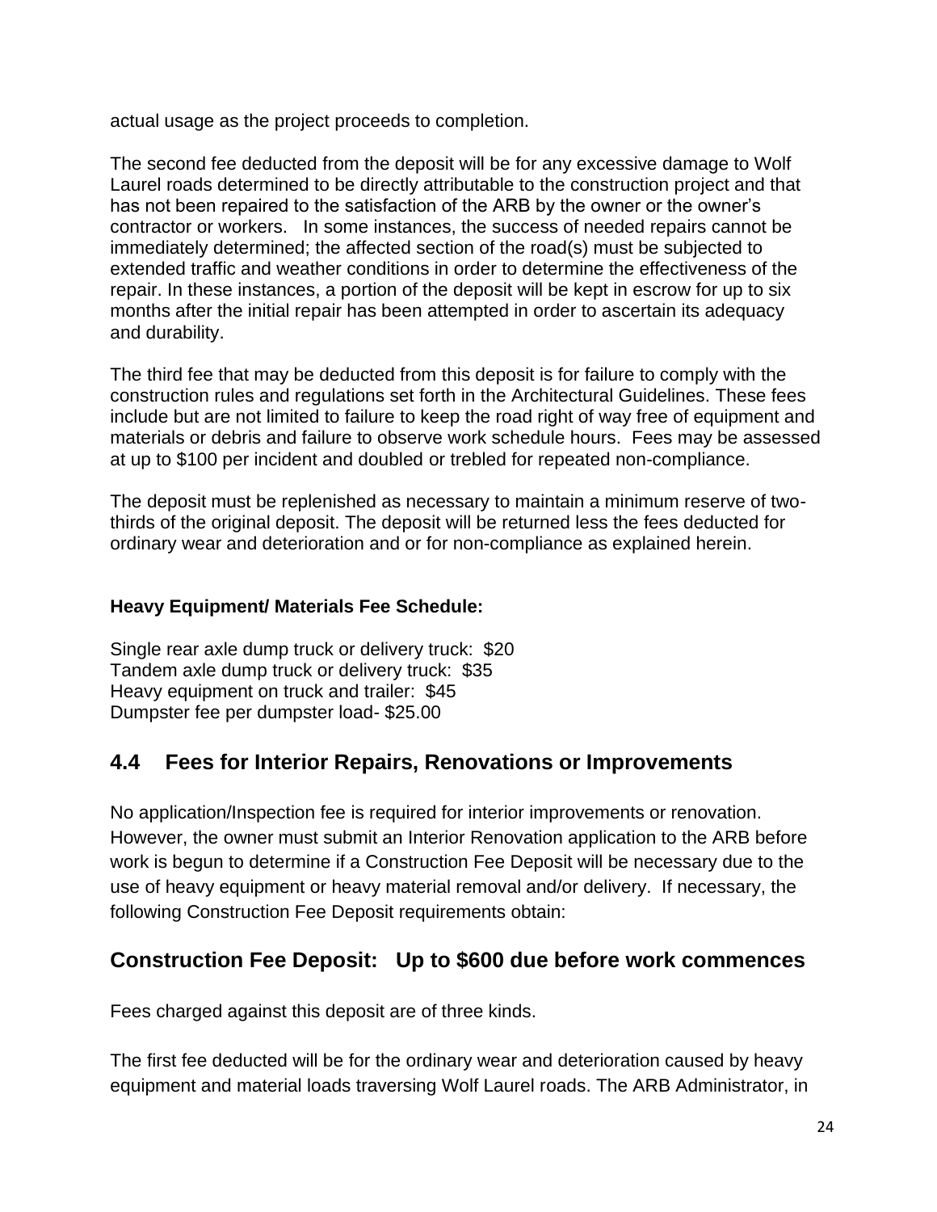actual usage as the project proceeds to completion.

The second fee deducted from the deposit will be for any excessive damage to Wolf Laurel roads determined to be directly attributable to the construction project and that has not been repaired to the satisfaction of the ARB by the owner or the owner's contractor or workers. In some instances, the success of needed repairs cannot be immediately determined; the affected section of the road(s) must be subjected to extended traffic and weather conditions in order to determine the effectiveness of the repair. In these instances, a portion of the deposit will be kept in escrow for up to six months after the initial repair has been attempted in order to ascertain its adequacy and durability.

The third fee that may be deducted from this deposit is for failure to comply with the construction rules and regulations set forth in the Architectural Guidelines. These fees include but are not limited to failure to keep the road right of way free of equipment and materials or debris and failure to observe work schedule hours. Fees may be assessed at up to $100 per incident and doubled or trebled for repeated non-compliance.

The deposit must be replenished as necessary to maintain a minimum reserve of two-thirds of the original deposit. The deposit will be returned less the fees deducted for ordinary wear and deterioration and or for non-compliance as explained herein.

**Heavy Equipment/ Materials Fee Schedule:**

Single rear axle dump truck or delivery truck: $20
Tandem axle dump truck or delivery truck: $35
Heavy equipment on truck and trailer: $45
Dumpster fee per dumpster load- $25.00

## 4.4 Fees for Interior Repairs, Renovations or Improvements

No application/Inspection fee is required for interior improvements or renovation. However, the owner must submit an Interior Renovation application to the ARB before work is begun to determine if a Construction Fee Deposit will be necessary due to the use of heavy equipment or heavy material removal and/or delivery. If necessary, the following Construction Fee Deposit requirements obtain:

## Construction Fee Deposit: Up to $600 due before work commences

Fees charged against this deposit are of three kinds.

The first fee deducted will be for the ordinary wear and deterioration caused by heavy equipment and material loads traversing Wolf Laurel roads. The ARB Administrator, in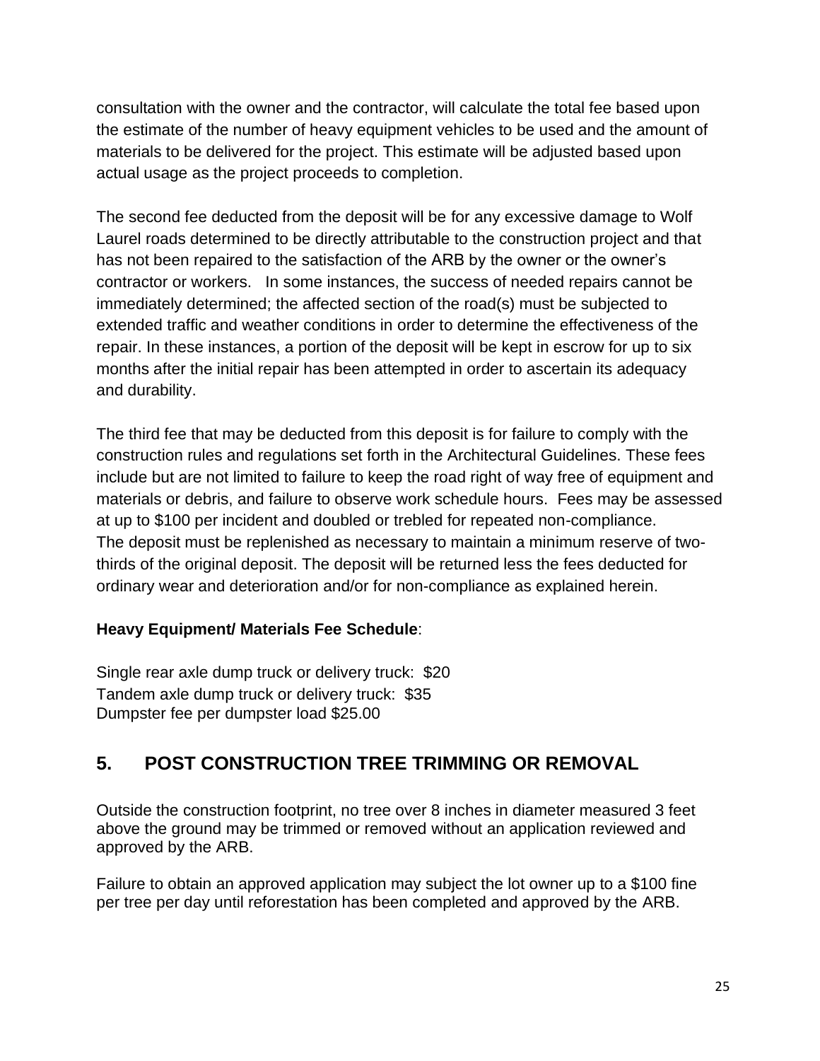consultation with the owner and the contractor, will calculate the total fee based upon the estimate of the number of heavy equipment vehicles to be used and the amount of materials to be delivered for the project. This estimate will be adjusted based upon actual usage as the project proceeds to completion.

The second fee deducted from the deposit will be for any excessive damage to Wolf Laurel roads determined to be directly attributable to the construction project and that has not been repaired to the satisfaction of the ARB by the owner or the owner's contractor or workers. In some instances, the success of needed repairs cannot be immediately determined; the affected section of the road(s) must be subjected to extended traffic and weather conditions in order to determine the effectiveness of the repair. In these instances, a portion of the deposit will be kept in escrow for up to six months after the initial repair has been attempted in order to ascertain its adequacy and durability.

The third fee that may be deducted from this deposit is for failure to comply with the construction rules and regulations set forth in the Architectural Guidelines. These fees include but are not limited to failure to keep the road right of way free of equipment and materials or debris, and failure to observe work schedule hours. Fees may be assessed at up to $100 per incident and doubled or trebled for repeated non-compliance.
The deposit must be replenished as necessary to maintain a minimum reserve of two-thirds of the original deposit. The deposit will be returned less the fees deducted for ordinary wear and deterioration and/or for non-compliance as explained herein.

**Heavy Equipment/ Materials Fee Schedule**:

Single rear axle dump truck or delivery truck: $20
Tandem axle dump truck or delivery truck: $35
Dumpster fee per dumpster load $25.00

## 5. POST CONSTRUCTION TREE TRIMMING OR REMOVAL

Outside the construction footprint, no tree over 8 inches in diameter measured 3 feet above the ground may be trimmed or removed without an application reviewed and approved by the ARB.

Failure to obtain an approved application may subject the lot owner up to a $100 fine per tree per day until reforestation has been completed and approved by the ARB.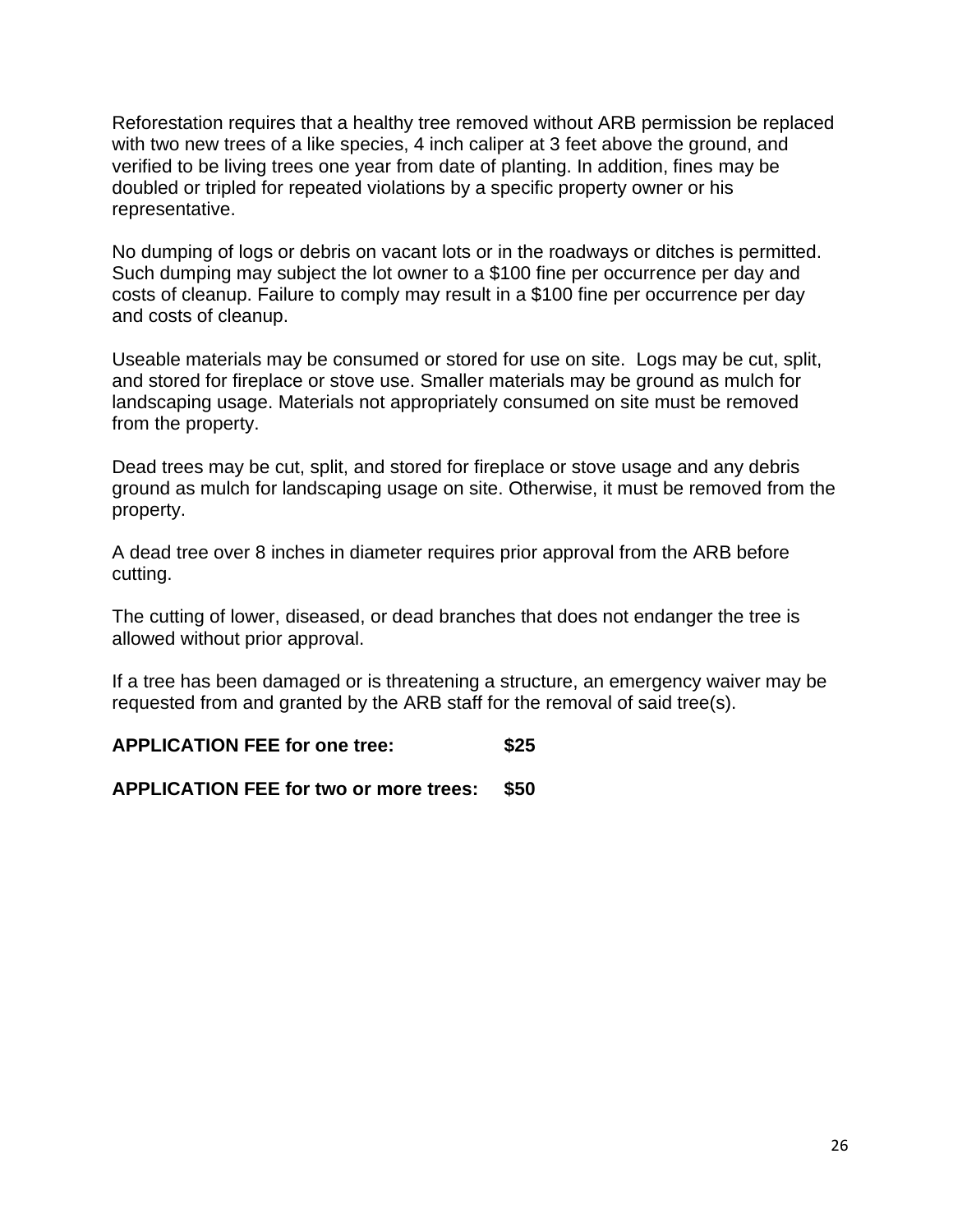Reforestation requires that a healthy tree removed without ARB permission be replaced with two new trees of a like species, 4 inch caliper at 3 feet above the ground, and verified to be living trees one year from date of planting. In addition, fines may be doubled or tripled for repeated violations by a specific property owner or his representative.

No dumping of logs or debris on vacant lots or in the roadways or ditches is permitted. Such dumping may subject the lot owner to a $100 fine per occurrence per day and costs of cleanup. Failure to comply may result in a $100 fine per occurrence per day and costs of cleanup.

Useable materials may be consumed or stored for use on site. Logs may be cut, split, and stored for fireplace or stove use. Smaller materials may be ground as mulch for landscaping usage. Materials not appropriately consumed on site must be removed from the property.

Dead trees may be cut, split, and stored for fireplace or stove usage and any debris ground as mulch for landscaping usage on site. Otherwise, it must be removed from the property.

A dead tree over 8 inches in diameter requires prior approval from the ARB before cutting.

The cutting of lower, diseased, or dead branches that does not endanger the tree is allowed without prior approval.

If a tree has been damaged or is threatening a structure, an emergency waiver may be requested from and granted by the ARB staff for the removal of said tree(s).

**APPLICATION FEE for one tree: $25**

**APPLICATION FEE for two or more trees: $50**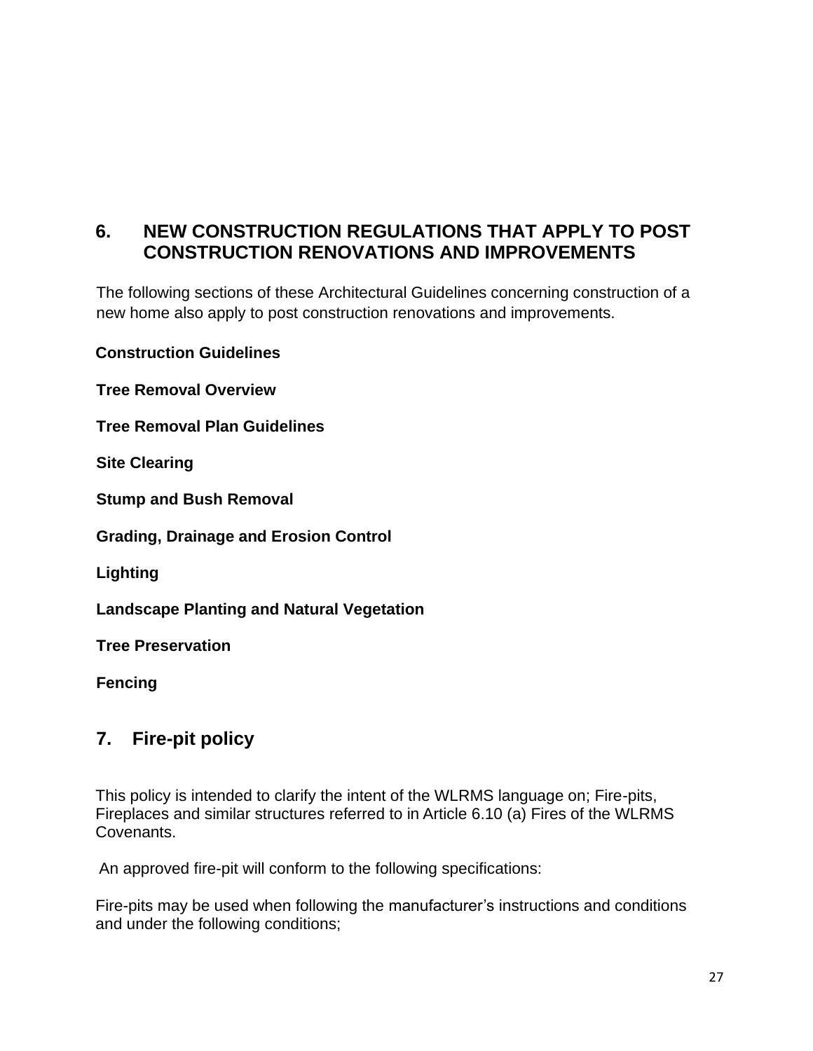## 6. NEW CONSTRUCTION REGULATIONS THAT APPLY TO POST CONSTRUCTION RENOVATIONS AND IMPROVEMENTS

The following sections of these Architectural Guidelines concerning construction of a new home also apply to post construction renovations and improvements.

**Construction Guidelines**

**Tree Removal Overview**

**Tree Removal Plan Guidelines**

**Site Clearing**

**Stump and Bush Removal**

**Grading, Drainage and Erosion Control**

**Lighting**

**Landscape Planting and Natural Vegetation**

**Tree Preservation**

**Fencing**

## 7. Fire-pit policy

This policy is intended to clarify the intent of the WLRMS language on; Fire-pits, Fireplaces and similar structures referred to in Article 6.10 (a) Fires of the WLRMS Covenants.

An approved fire-pit will conform to the following specifications:

Fire-pits may be used when following the manufacturer's instructions and conditions and under the following conditions;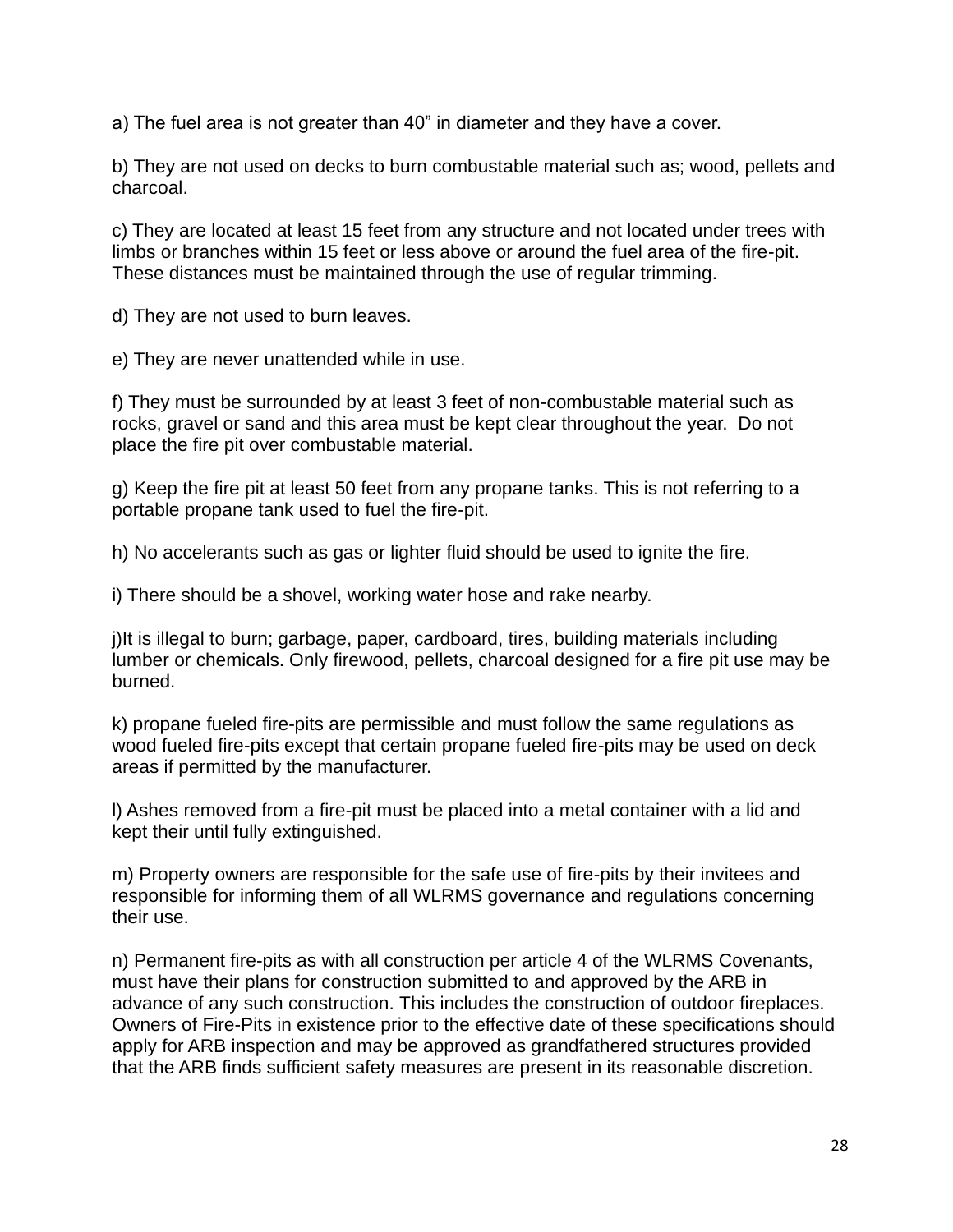a) The fuel area is not greater than 40” in diameter and they have a cover.

b) They are not used on decks to burn combustable material such as; wood, pellets and charcoal.

c) They are located at least 15 feet from any structure and not located under trees with limbs or branches within 15 feet or less above or around the fuel area of the fire-pit. These distances must be maintained through the use of regular trimming.

d) They are not used to burn leaves.

e) They are never unattended while in use.

f) They must be surrounded by at least 3 feet of non-combustable material such as rocks, gravel or sand and this area must be kept clear throughout the year. Do not place the fire pit over combustable material.

g) Keep the fire pit at least 50 feet from any propane tanks. This is not referring to a portable propane tank used to fuel the fire-pit.

h) No accelerants such as gas or lighter fluid should be used to ignite the fire.

i) There should be a shovel, working water hose and rake nearby.

j)It is illegal to burn; garbage, paper, cardboard, tires, building materials including lumber or chemicals. Only firewood, pellets, charcoal designed for a fire pit use may be burned.

k) propane fueled fire-pits are permissible and must follow the same regulations as wood fueled fire-pits except that certain propane fueled fire-pits may be used on deck areas if permitted by the manufacturer.

l) Ashes removed from a fire-pit must be placed into a metal container with a lid and kept their until fully extinguished.

m) Property owners are responsible for the safe use of fire-pits by their invitees and responsible for informing them of all WLRMS governance and regulations concerning their use.

n) Permanent fire-pits as with all construction per article 4 of the WLRMS Covenants, must have their plans for construction submitted to and approved by the ARB in advance of any such construction. This includes the construction of outdoor fireplaces. Owners of Fire-Pits in existence prior to the effective date of these specifications should apply for ARB inspection and may be approved as grandfathered structures provided that the ARB finds sufficient safety measures are present in its reasonable discretion.